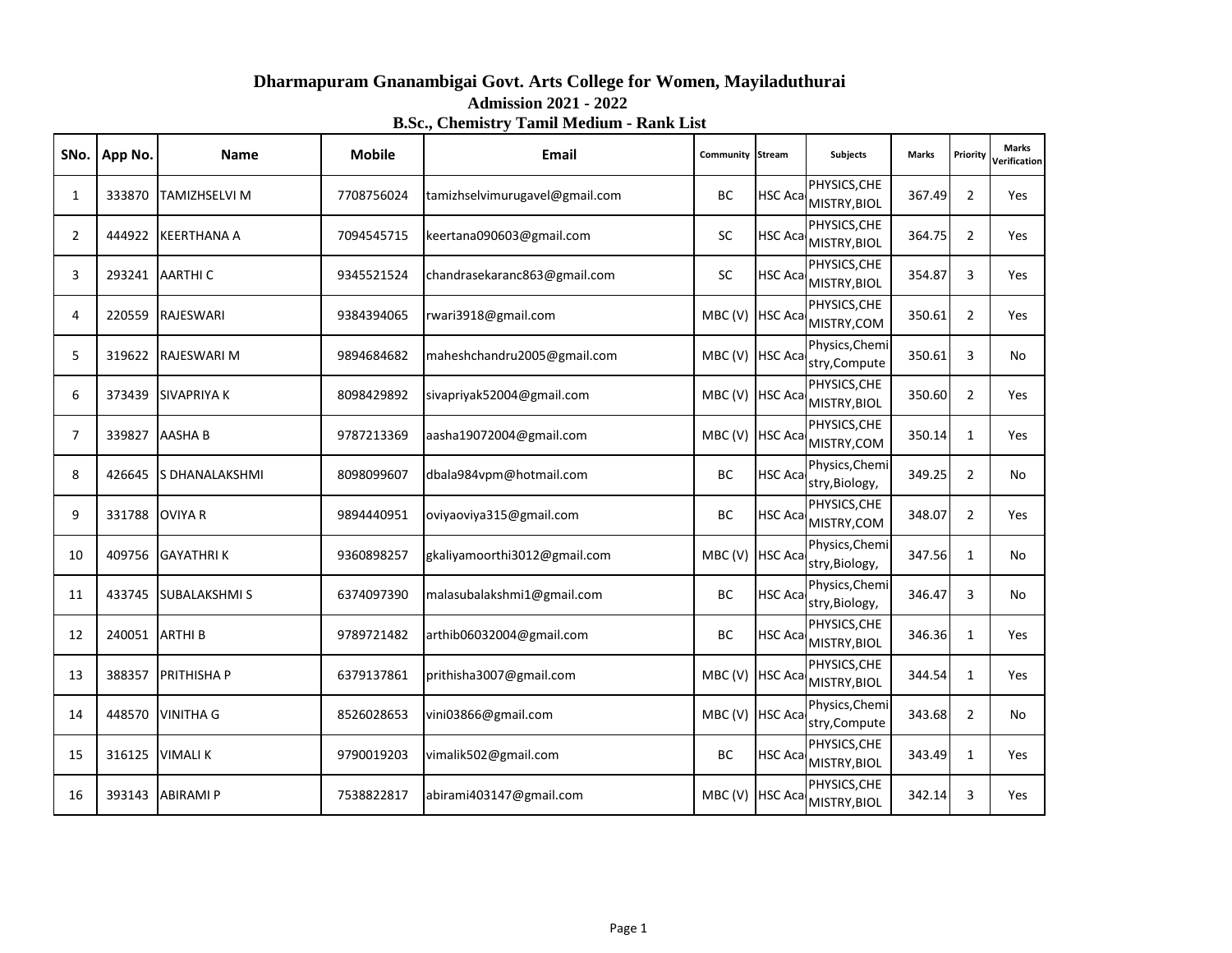# Dharmapuram Gnanambigai Govt. Arts College for Women, Mayiladuthurai

## Admission 2021 - 2022

### B.Sc., Chemistry Tamil Medium - Rank List

| SNo. | App No. | Name | Mobile | Email | Community | Stream | Subjects | Marks | Priority | Marks Verification |
|---|---|---|---|---|---|---|---|---|---|---|
| 1 | 333870 | TAMIZHSELVI M | 7708756024 | tamizhselvimurugavel@gmail.com | BC | HSC Aca | PHYSICS,CHEMISTRY,BIOL | 367.49 | 2 | Yes |
| 2 | 444922 | KEERTHANA A | 7094545715 | keertana090603@gmail.com | SC | HSC Aca | PHYSICS,CHEMISTRY,BIOL | 364.75 | 2 | Yes |
| 3 | 293241 | AARTHI C | 9345521524 | chandrasekaranc863@gmail.com | SC | HSC Aca | PHYSICS,CHEMISTRY,BIOL | 354.87 | 3 | Yes |
| 4 | 220559 | RAJESWARI | 9384394065 | rwari3918@gmail.com | MBC (V) | HSC Aca | PHYSICS,CHEMISTRY,COM | 350.61 | 2 | Yes |
| 5 | 319622 | RAJESWARI M | 9894684682 | maheshchandru2005@gmail.com | MBC (V) | HSC Aca | Physics,Chemistry,Compute | 350.61 | 3 | No |
| 6 | 373439 | SIVAPRIYA K | 8098429892 | sivapriyak52004@gmail.com | MBC (V) | HSC Aca | PHYSICS,CHEMISTRY,BIOL | 350.60 | 2 | Yes |
| 7 | 339827 | AASHA B | 9787213369 | aasha19072004@gmail.com | MBC (V) | HSC Aca | PHYSICS,CHEMISTRY,COM | 350.14 | 1 | Yes |
| 8 | 426645 | S DHANALAKSHMI | 8098099607 | dbala984vpm@hotmail.com | BC | HSC Aca | Physics,Chemistry,Biology, | 349.25 | 2 | No |
| 9 | 331788 | OVIYA R | 9894440951 | oviyaoviya315@gmail.com | BC | HSC Aca | PHYSICS,CHEMISTRY,COM | 348.07 | 2 | Yes |
| 10 | 409756 | GAYATHRI K | 9360898257 | gkaliyamoorthi3012@gmail.com | MBC (V) | HSC Aca | Physics,Chemistry,Biology, | 347.56 | 1 | No |
| 11 | 433745 | SUBALAKSHMI S | 6374097390 | malasubalakshmi1@gmail.com | BC | HSC Aca | Physics,Chemistry,Biology, | 346.47 | 3 | No |
| 12 | 240051 | ARTHI B | 9789721482 | arthib06032004@gmail.com | BC | HSC Aca | PHYSICS,CHEMISTRY,BIOL | 346.36 | 1 | Yes |
| 13 | 388357 | PRITHISHA P | 6379137861 | prithisha3007@gmail.com | MBC (V) | HSC Aca | PHYSICS,CHEMISTRY,BIOL | 344.54 | 1 | Yes |
| 14 | 448570 | VINITHA G | 8526028653 | vini03866@gmail.com | MBC (V) | HSC Aca | Physics,Chemistry,Compute | 343.68 | 2 | No |
| 15 | 316125 | VIMALI K | 9790019203 | vimalik502@gmail.com | BC | HSC Aca | PHYSICS,CHEMISTRY,BIOL | 343.49 | 1 | Yes |
| 16 | 393143 | ABIRAMI P | 7538822817 | abirami403147@gmail.com | MBC (V) | HSC Aca | PHYSICS,CHEMISTRY,BIOL | 342.14 | 3 | Yes |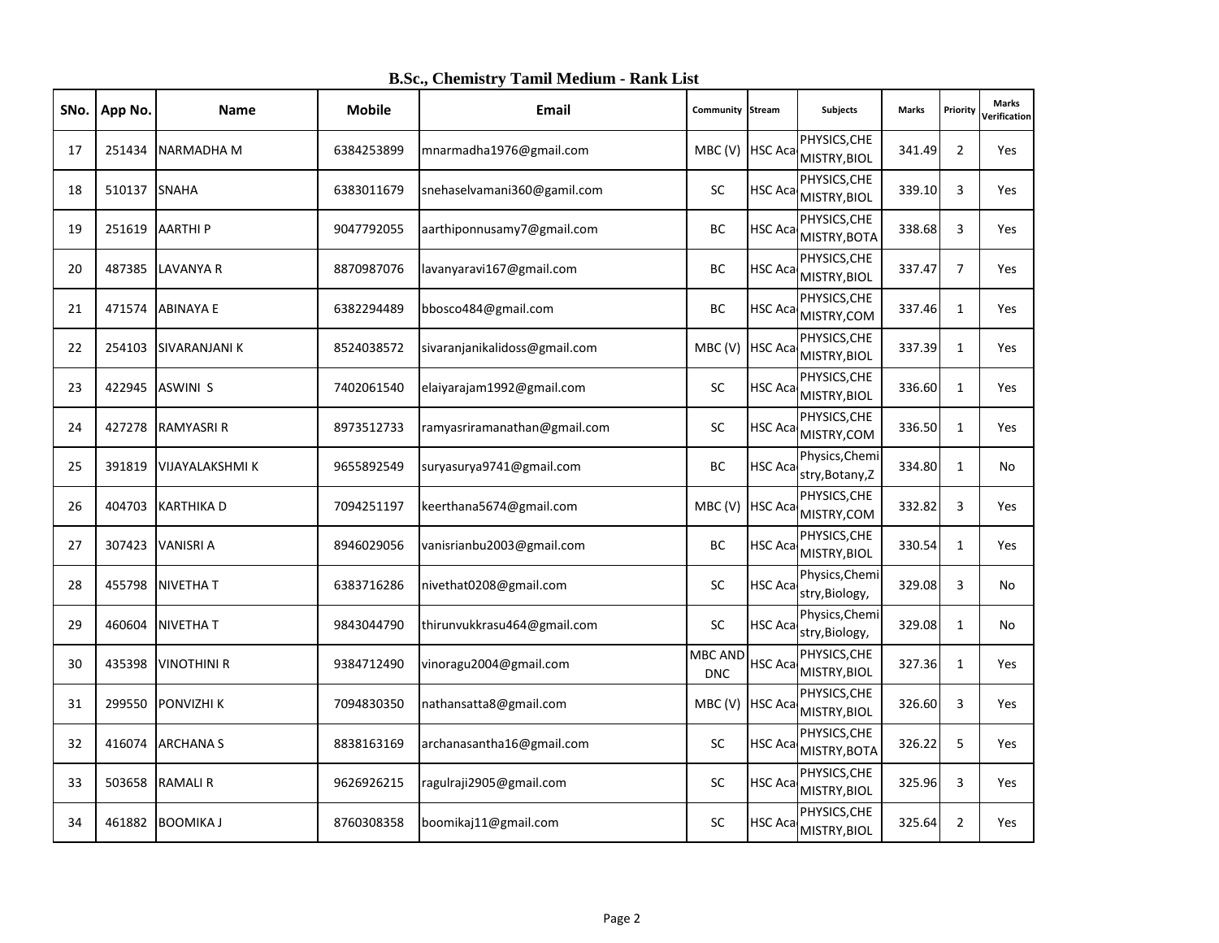# B.Sc., Chemistry Tamil Medium - Rank List

| SNo. | App No. | Name | Mobile | Email | Community | Stream | Subjects | Marks | Priority | Marks Verification |
|---|---|---|---|---|---|---|---|---|---|---|
| 17 | 251434 | NARMADHA M | 6384253899 | mnarmadha1976@gmail.com | MBC (V) | HSC Aca | PHYSICS,CHEMISTRY,BIOL | 341.49 | 2 | Yes |
| 18 | 510137 | SNAHA | 6383011679 | snehaselvamani360@gamil.com | SC | HSC Aca | PHYSICS,CHEMISTRY,BIOL | 339.10 | 3 | Yes |
| 19 | 251619 | AARTHI P | 9047792055 | aarthiponnusamy7@gmail.com | BC | HSC Aca | PHYSICS,CHEMISTRY,BOTA | 338.68 | 3 | Yes |
| 20 | 487385 | LAVANYA R | 8870987076 | lavanyaravi167@gmail.com | BC | HSC Aca | PHYSICS,CHEMISTRY,BIOL | 337.47 | 7 | Yes |
| 21 | 471574 | ABINAYA E | 6382294489 | bbosco484@gmail.com | BC | HSC Aca | PHYSICS,CHEMISTRY,COM | 337.46 | 1 | Yes |
| 22 | 254103 | SIVARANJANI K | 8524038572 | sivaranjanikalidoss@gmail.com | MBC (V) | HSC Aca | PHYSICS,CHEMISTRY,BIOL | 337.39 | 1 | Yes |
| 23 | 422945 | ASWINI S | 7402061540 | elaiyarajam1992@gmail.com | SC | HSC Aca | PHYSICS,CHEMISTRY,BIOL | 336.60 | 1 | Yes |
| 24 | 427278 | RAMYASRI R | 8973512733 | ramyasriramanathan@gmail.com | SC | HSC Aca | PHYSICS,CHEMISTRY,COM | 336.50 | 1 | Yes |
| 25 | 391819 | VIJAYALAKSHMI K | 9655892549 | suryasurya9741@gmail.com | BC | HSC Aca | Physics,Chemistry,Botany,Z | 334.80 | 1 | No |
| 26 | 404703 | KARTHIKA D | 7094251197 | keerthana5674@gmail.com | MBC (V) | HSC Aca | PHYSICS,CHEMISTRY,COM | 332.82 | 3 | Yes |
| 27 | 307423 | VANISRI A | 8946029056 | vanisrianbu2003@gmail.com | BC | HSC Aca | PHYSICS,CHEMISTRY,BIOL | 330.54 | 1 | Yes |
| 28 | 455798 | NIVETHA T | 6383716286 | nivethat0208@gmail.com | SC | HSC Aca | Physics,Chemistry,Biology, | 329.08 | 3 | No |
| 29 | 460604 | NIVETHA T | 9843044790 | thirunvukkrasu464@gmail.com | SC | HSC Aca | Physics,Chemistry,Biology, | 329.08 | 1 | No |
| 30 | 435398 | VINOTHINI R | 9384712490 | vinoragu2004@gmail.com | MBC AND DNC | HSC Aca | PHYSICS,CHEMISTRY,BIOL | 327.36 | 1 | Yes |
| 31 | 299550 | PONVIZHI K | 7094830350 | nathansatta8@gmail.com | MBC (V) | HSC Aca | PHYSICS,CHEMISTRY,BIOL | 326.60 | 3 | Yes |
| 32 | 416074 | ARCHANA S | 8838163169 | archanasantha16@gmail.com | SC | HSC Aca | PHYSICS,CHEMISTRY,BOTA | 326.22 | 5 | Yes |
| 33 | 503658 | RAMALI R | 9626926215 | ragulraji2905@gmail.com | SC | HSC Aca | PHYSICS,CHEMISTRY,BIOL | 325.96 | 3 | Yes |
| 34 | 461882 | BOOMIKA J | 8760308358 | boomikaj11@gmail.com | SC | HSC Aca | PHYSICS,CHEMISTRY,BIOL | 325.64 | 2 | Yes |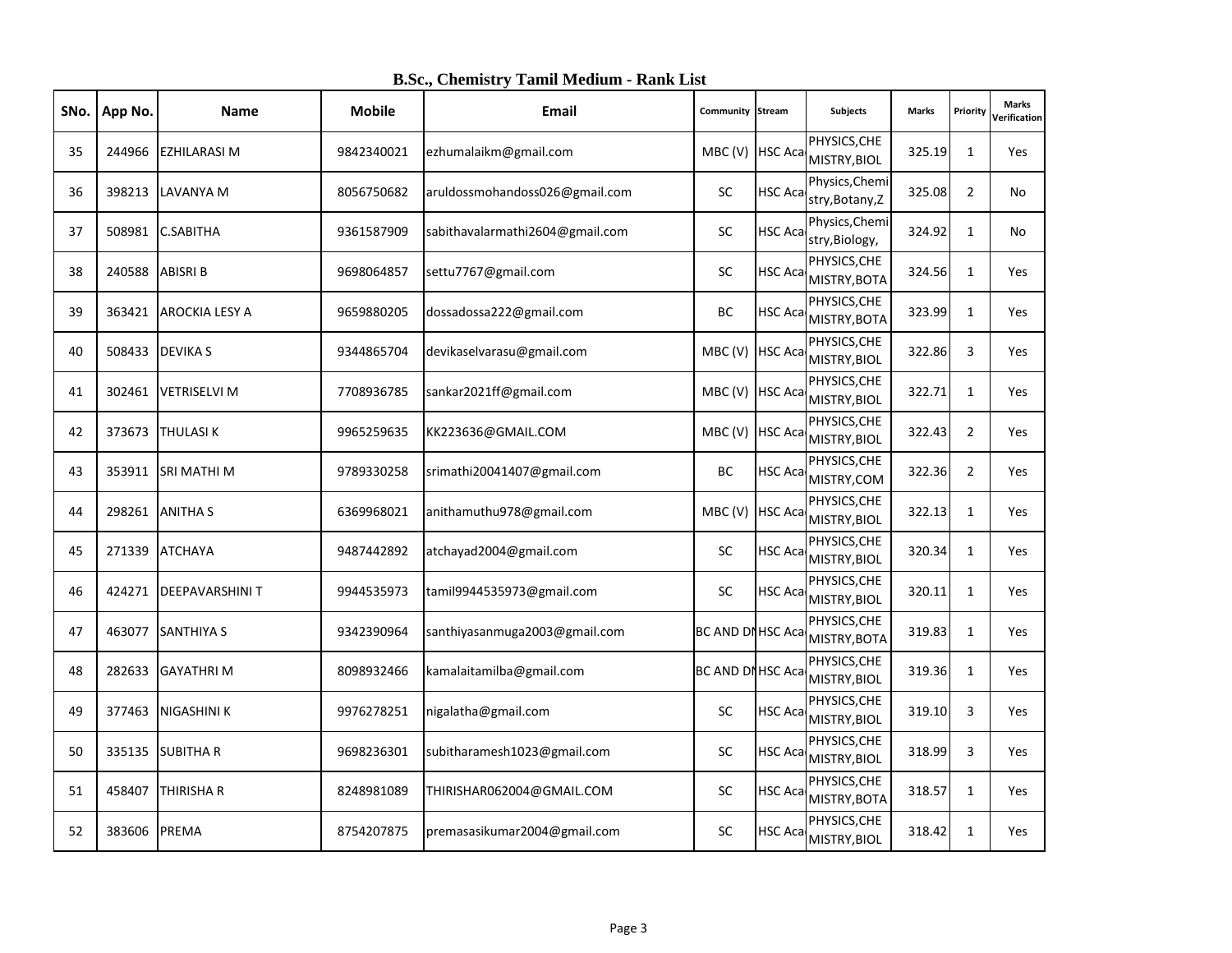# B.Sc., Chemistry Tamil Medium - Rank List

| SNo. | App No. | Name | Mobile | Email | Community | Stream | Subjects | Marks | Priority | Marks Verification |
|---|---|---|---|---|---|---|---|---|---|---|
| 35 | 244966 | EZHILARASI M | 9842340021 | ezhumalaikm@gmail.com | MBC (V) | HSC Aca | PHYSICS,CHEMISTRY,BIOL | 325.19 | 1 | Yes |
| 36 | 398213 | LAVANYA M | 8056750682 | aruldossmohandoss026@gmail.com | SC | HSC Aca | Physics,Chemistry,Botany,Z | 325.08 | 2 | No |
| 37 | 508981 | C.SABITHA | 9361587909 | sabithavalarmathi2604@gmail.com | SC | HSC Aca | Physics,Chemistry,Biology, | 324.92 | 1 | No |
| 38 | 240588 | ABISRI B | 9698064857 | settu7767@gmail.com | SC | HSC Aca | PHYSICS,CHEMISTRY,BOTA | 324.56 | 1 | Yes |
| 39 | 363421 | AROCKIA LESY A | 9659880205 | dossadossa222@gmail.com | BC | HSC Aca | PHYSICS,CHEMISTRY,BOTA | 323.99 | 1 | Yes |
| 40 | 508433 | DEVIKA S | 9344865704 | devikaselvarasu@gmail.com | MBC (V) | HSC Aca | PHYSICS,CHEMISTRY,BIOL | 322.86 | 3 | Yes |
| 41 | 302461 | VETRISELVI M | 7708936785 | sankar2021ff@gmail.com | MBC (V) | HSC Aca | PHYSICS,CHEMISTRY,BIOL | 322.71 | 1 | Yes |
| 42 | 373673 | THULASI K | 9965259635 | KK223636@GMAIL.COM | MBC (V) | HSC Aca | PHYSICS,CHEMISTRY,BIOL | 322.43 | 2 | Yes |
| 43 | 353911 | SRI MATHI M | 9789330258 | srimathi20041407@gmail.com | BC | HSC Aca | PHYSICS,CHEMISTRY,COM | 322.36 | 2 | Yes |
| 44 | 298261 | ANITHA S | 6369968021 | anithamuthu978@gmail.com | MBC (V) | HSC Aca | PHYSICS,CHEMISTRY,BIOL | 322.13 | 1 | Yes |
| 45 | 271339 | ATCHAYA | 9487442892 | atchayad2004@gmail.com | SC | HSC Aca | PHYSICS,CHEMISTRY,BIOL | 320.34 | 1 | Yes |
| 46 | 424271 | DEEPAVARSHINI T | 9944535973 | tamil9944535973@gmail.com | SC | HSC Aca | PHYSICS,CHEMISTRY,BIOL | 320.11 | 1 | Yes |
| 47 | 463077 | SANTHIYA S | 9342390964 | santhiyasanmuga2003@gmail.com | BC AND DN | HSC Aca | PHYSICS,CHEMISTRY,BOTA | 319.83 | 1 | Yes |
| 48 | 282633 | GAYATHRI M | 8098932466 | kamalaitamilba@gmail.com | BC AND DN | HSC Aca | PHYSICS,CHEMISTRY,BIOL | 319.36 | 1 | Yes |
| 49 | 377463 | NIGASHINI K | 9976278251 | nigalatha@gmail.com | SC | HSC Aca | PHYSICS,CHEMISTRY,BIOL | 319.10 | 3 | Yes |
| 50 | 335135 | SUBITHA R | 9698236301 | subitharamesh1023@gmail.com | SC | HSC Aca | PHYSICS,CHEMISTRY,BIOL | 318.99 | 3 | Yes |
| 51 | 458407 | THIRISHA R | 8248981089 | THIRISHAR062004@GMAIL.COM | SC | HSC Aca | PHYSICS,CHEMISTRY,BOTA | 318.57 | 1 | Yes |
| 52 | 383606 | PREMA | 8754207875 | premasasikumar2004@gmail.com | SC | HSC Aca | PHYSICS,CHEMISTRY,BIOL | 318.42 | 1 | Yes |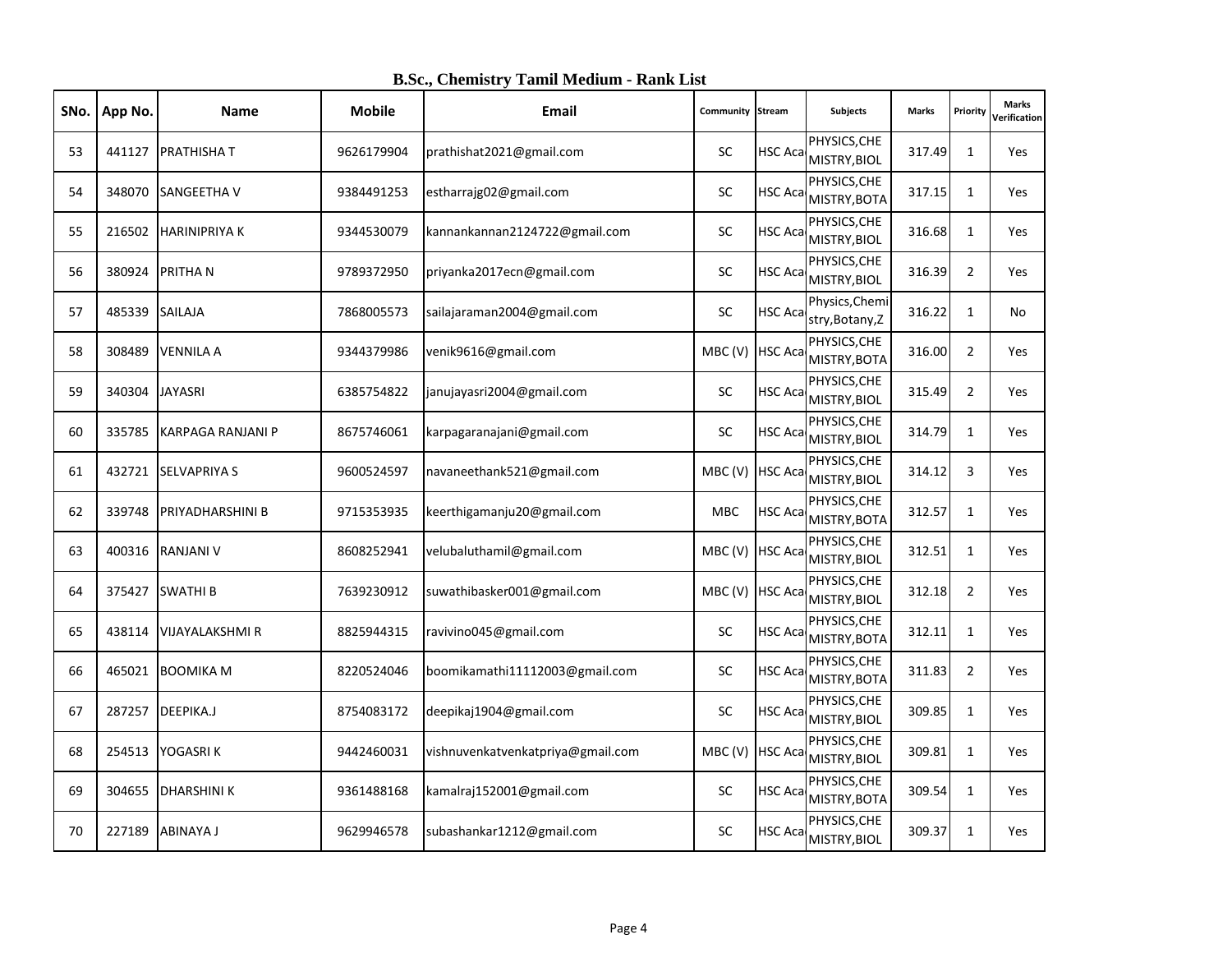# B.Sc., Chemistry Tamil Medium - Rank List

| SNo. | App No. | Name | Mobile | Email | Community | Stream | Subjects | Marks | Priority | Marks Verification |
|---|---|---|---|---|---|---|---|---|---|---|
| 53 | 441127 | PRATHISHA T | 9626179904 | prathishat2021@gmail.com | SC | HSC Aca | PHYSICS,CHEMISTRY,BIOL | 317.49 | 1 | Yes |
| 54 | 348070 | SANGEETHA V | 9384491253 | estharrajg02@gmail.com | SC | HSC Aca | PHYSICS,CHEMISTRY,BOTA | 317.15 | 1 | Yes |
| 55 | 216502 | HARINIPRIYA K | 9344530079 | kannankannan2124722@gmail.com | SC | HSC Aca | PHYSICS,CHEMISTRY,BIOL | 316.68 | 1 | Yes |
| 56 | 380924 | PRITHA N | 9789372950 | priyanka2017ecn@gmail.com | SC | HSC Aca | PHYSICS,CHEMISTRY,BIOL | 316.39 | 2 | Yes |
| 57 | 485339 | SAILAJA | 7868005573 | sailajaraman2004@gmail.com | SC | HSC Aca | Physics,Chemistry,Botany,Z | 316.22 | 1 | No |
| 58 | 308489 | VENNILA A | 9344379986 | venik9616@gmail.com | MBC (V) | HSC Aca | PHYSICS,CHEMISTRY,BOTA | 316.00 | 2 | Yes |
| 59 | 340304 | JAYASRI | 6385754822 | janujayasri2004@gmail.com | SC | HSC Aca | PHYSICS,CHEMISTRY,BIOL | 315.49 | 2 | Yes |
| 60 | 335785 | KARPAGA RANJANI P | 8675746061 | karpagaranajani@gmail.com | SC | HSC Aca | PHYSICS,CHEMISTRY,BIOL | 314.79 | 1 | Yes |
| 61 | 432721 | SELVAPRIYA S | 9600524597 | navaneethank521@gmail.com | MBC (V) | HSC Aca | PHYSICS,CHEMISTRY,BIOL | 314.12 | 3 | Yes |
| 62 | 339748 | PRIYADHARSHINI B | 9715353935 | keerthigamanju20@gmail.com | MBC | HSC Aca | PHYSICS,CHEMISTRY,BOTA | 312.57 | 1 | Yes |
| 63 | 400316 | RANJANI V | 8608252941 | velubaluthamil@gmail.com | MBC (V) | HSC Aca | PHYSICS,CHEMISTRY,BIOL | 312.51 | 1 | Yes |
| 64 | 375427 | SWATHI B | 7639230912 | suwathibasker001@gmail.com | MBC (V) | HSC Aca | PHYSICS,CHEMISTRY,BIOL | 312.18 | 2 | Yes |
| 65 | 438114 | VIJAYALAKSHMI R | 8825944315 | ravivino045@gmail.com | SC | HSC Aca | PHYSICS,CHEMISTRY,BOTA | 312.11 | 1 | Yes |
| 66 | 465021 | BOOMIKA M | 8220524046 | boomikamathi11112003@gmail.com | SC | HSC Aca | PHYSICS,CHEMISTRY,BOTA | 311.83 | 2 | Yes |
| 67 | 287257 | DEEPIKA.J | 8754083172 | deepikaj1904@gmail.com | SC | HSC Aca | PHYSICS,CHEMISTRY,BIOL | 309.85 | 1 | Yes |
| 68 | 254513 | YOGASRI K | 9442460031 | vishnuvenkatvenkatpriya@gmail.com | MBC (V) | HSC Aca | PHYSICS,CHEMISTRY,BIOL | 309.81 | 1 | Yes |
| 69 | 304655 | DHARSHINI K | 9361488168 | kamalraj152001@gmail.com | SC | HSC Aca | PHYSICS,CHEMISTRY,BOTA | 309.54 | 1 | Yes |
| 70 | 227189 | ABINAYA J | 9629946578 | subashankar1212@gmail.com | SC | HSC Aca | PHYSICS,CHEMISTRY,BIOL | 309.37 | 1 | Yes |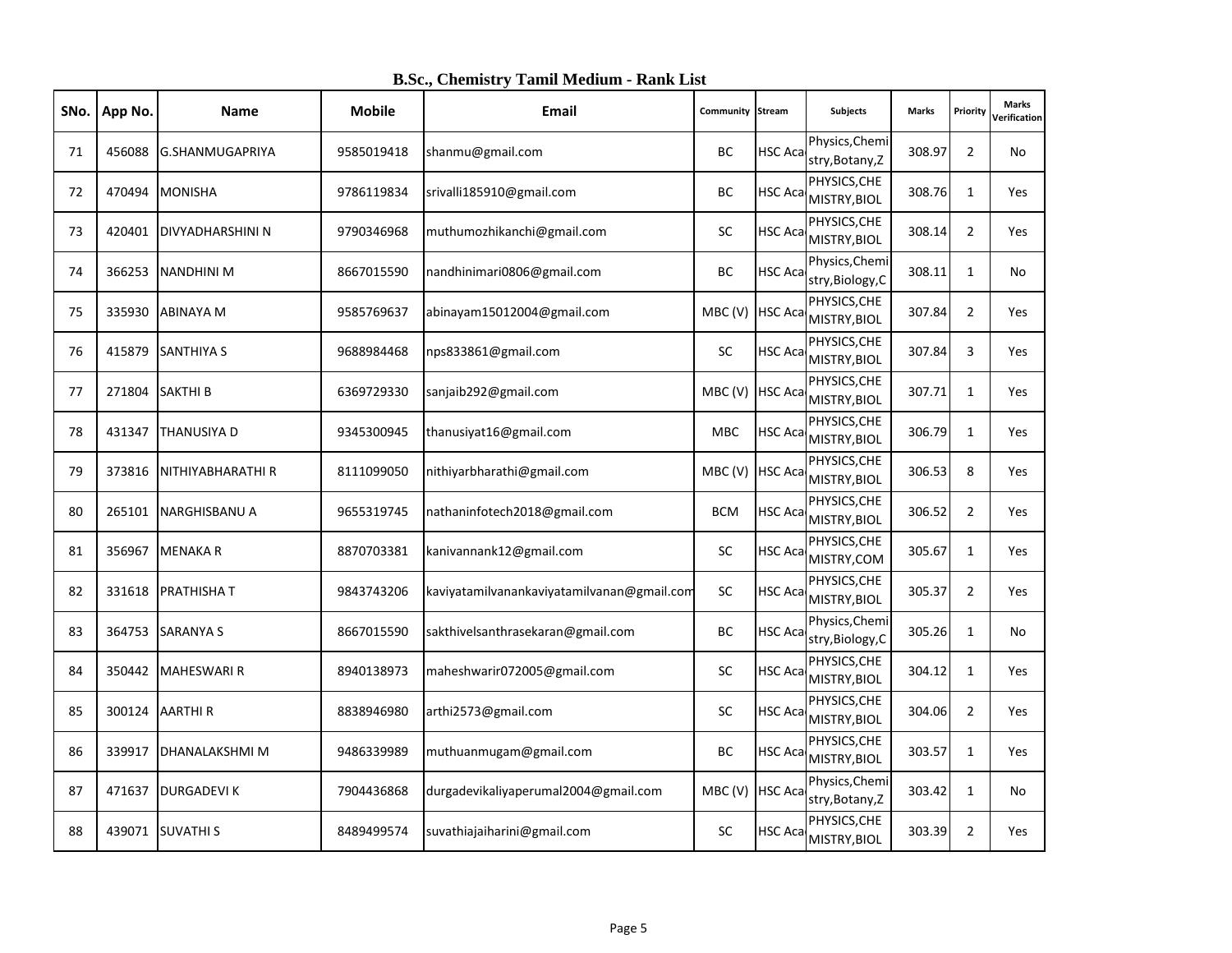## B.Sc., Chemistry Tamil Medium - Rank List

| SNo. | App No. | Name | Mobile | Email | Community | Stream | Subjects | Marks | Priority | Marks Verification |
|---|---|---|---|---|---|---|---|---|---|---|
| 71 | 456088 | G.SHANMUGAPRIYA | 9585019418 | shanmu@gmail.com | BC | HSC Aca | Physics,Chemistry,Botany,Z | 308.97 | 2 | No |
| 72 | 470494 | MONISHA | 9786119834 | srivalli185910@gmail.com | BC | HSC Aca | PHYSICS,CHEMISTRY,BIOL | 308.76 | 1 | Yes |
| 73 | 420401 | DIVYADHARSHINI N | 9790346968 | muthumozhikanchi@gmail.com | SC | HSC Aca | PHYSICS,CHEMISTRY,BIOL | 308.14 | 2 | Yes |
| 74 | 366253 | NANDHINI M | 8667015590 | nandhinimari0806@gmail.com | BC | HSC Aca | Physics,Chemistry,Biology,C | 308.11 | 1 | No |
| 75 | 335930 | ABINAYA M | 9585769637 | abinayam15012004@gmail.com | MBC (V) | HSC Aca | PHYSICS,CHEMISTRY,BIOL | 307.84 | 2 | Yes |
| 76 | 415879 | SANTHIYA S | 9688984468 | nps833861@gmail.com | SC | HSC Aca | PHYSICS,CHEMISTRY,BIOL | 307.84 | 3 | Yes |
| 77 | 271804 | SAKTHI B | 6369729330 | sanjaib292@gmail.com | MBC (V) | HSC Aca | PHYSICS,CHEMISTRY,BIOL | 307.71 | 1 | Yes |
| 78 | 431347 | THANUSIYA D | 9345300945 | thanusiyat16@gmail.com | MBC | HSC Aca | PHYSICS,CHEMISTRY,BIOL | 306.79 | 1 | Yes |
| 79 | 373816 | NITHIYABHARATHI R | 8111099050 | nithiyarbharathi@gmail.com | MBC (V) | HSC Aca | PHYSICS,CHEMISTRY,BIOL | 306.53 | 8 | Yes |
| 80 | 265101 | NARGHISBANU A | 9655319745 | nathaninfotech2018@gmail.com | BCM | HSC Aca | PHYSICS,CHEMISTRY,BIOL | 306.52 | 2 | Yes |
| 81 | 356967 | MENAKA R | 8870703381 | kanivannank12@gmail.com | SC | HSC Aca | PHYSICS,CHEMISTRY,COM | 305.67 | 1 | Yes |
| 82 | 331618 | PRATHISHA T | 9843743206 | kaviyatamilvanankaviyatamilvanan@gmail.com | SC | HSC Aca | PHYSICS,CHEMISTRY,BIOL | 305.37 | 2 | Yes |
| 83 | 364753 | SARANYA S | 8667015590 | sakthivelsanthrasekaran@gmail.com | BC | HSC Aca | Physics,Chemistry,Biology,C | 305.26 | 1 | No |
| 84 | 350442 | MAHESWARI R | 8940138973 | maheshwarir072005@gmail.com | SC | HSC Aca | PHYSICS,CHEMISTRY,BIOL | 304.12 | 1 | Yes |
| 85 | 300124 | AARTHI R | 8838946980 | arthi2573@gmail.com | SC | HSC Aca | PHYSICS,CHEMISTRY,BIOL | 304.06 | 2 | Yes |
| 86 | 339917 | DHANALAKSHMI M | 9486339989 | muthuanmugam@gmail.com | BC | HSC Aca | PHYSICS,CHEMISTRY,BIOL | 303.57 | 1 | Yes |
| 87 | 471637 | DURGADEVI K | 7904436868 | durgadevikaliyaperumal2004@gmail.com | MBC (V) | HSC Aca | Physics,Chemistry,Botany,Z | 303.42 | 1 | No |
| 88 | 439071 | SUVATHI S | 8489499574 | suvathiajaiharini@gmail.com | SC | HSC Aca | PHYSICS,CHEMISTRY,BIOL | 303.39 | 2 | Yes |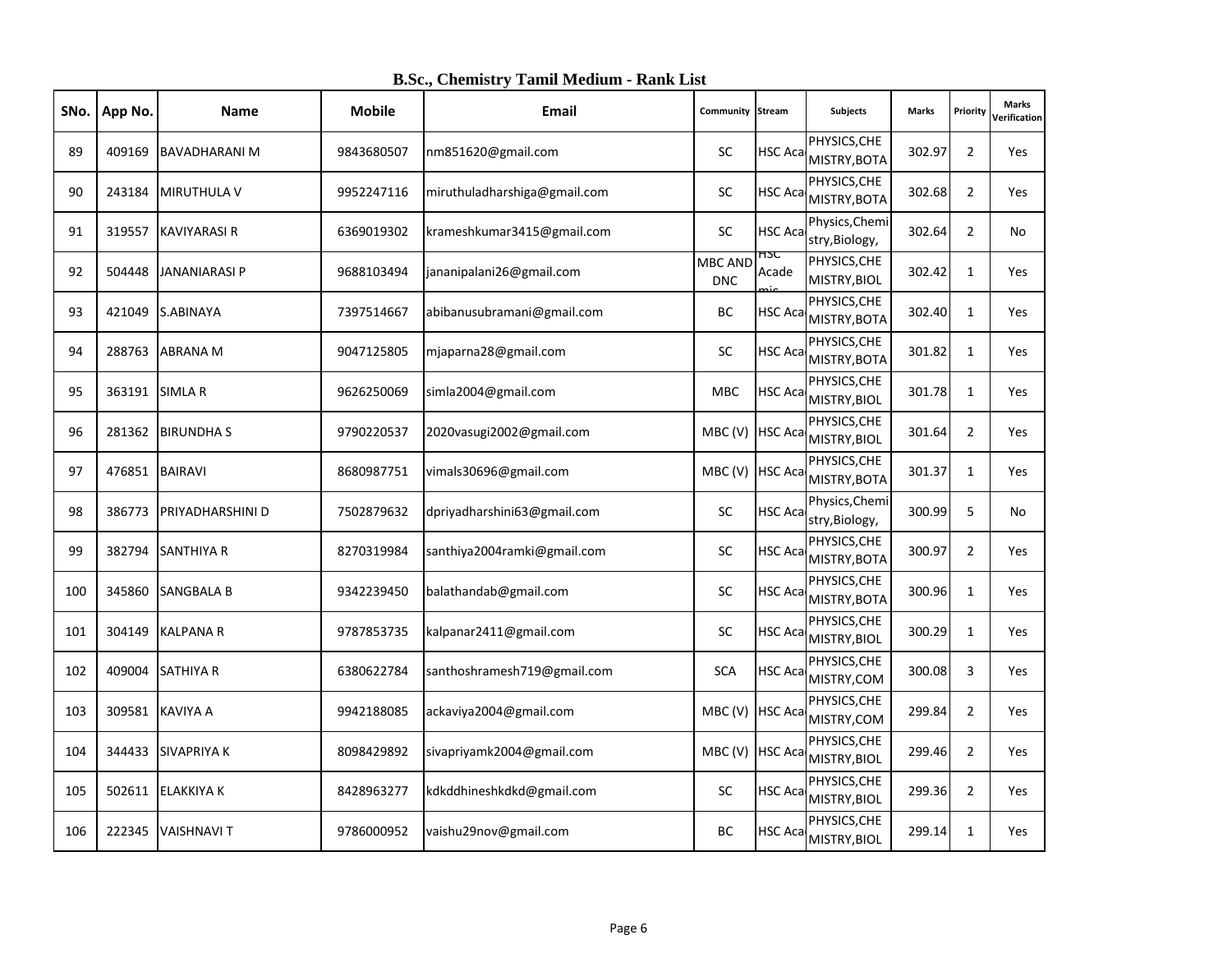## B.Sc., Chemistry Tamil Medium - Rank List

| SNo. | App No. | Name | Mobile | Email | Community | Stream | Subjects | Marks | Priority | Marks Verification |
|---|---|---|---|---|---|---|---|---|---|---|
| 89 | 409169 | BAVADHARANI M | 9843680507 | nm851620@gmail.com | SC | HSC Aca | PHYSICS,CHEMISTRY,BOTA | 302.97 | 2 | Yes |
| 90 | 243184 | MIRUTHULA V | 9952247116 | miruthuladharshiga@gmail.com | SC | HSC Aca | PHYSICS,CHEMISTRY,BOTA | 302.68 | 2 | Yes |
| 91 | 319557 | KAVIYARASI R | 6369019302 | krameshkumar3415@gmail.com | SC | HSC Aca | Physics,Chemistry,Biology, | 302.64 | 2 | No |
| 92 | 504448 | JANANIARASI P | 9688103494 | jananipalani26@gmail.com | MBC AND DNC | HSC Academic | PHYSICS,CHEMISTRY,BIOL | 302.42 | 1 | Yes |
| 93 | 421049 | S.ABINAYA | 7397514667 | abibanusubramani@gmail.com | BC | HSC Aca | PHYSICS,CHEMISTRY,BOTA | 302.40 | 1 | Yes |
| 94 | 288763 | ABRANA M | 9047125805 | mjaparna28@gmail.com | SC | HSC Aca | PHYSICS,CHEMISTRY,BOTA | 301.82 | 1 | Yes |
| 95 | 363191 | SIMLA R | 9626250069 | simla2004@gmail.com | MBC | HSC Aca | PHYSICS,CHEMISTRY,BIOL | 301.78 | 1 | Yes |
| 96 | 281362 | BIRUNDHA S | 9790220537 | 2020vasugi2002@gmail.com | MBC (V) | HSC Aca | PHYSICS,CHEMISTRY,BIOL | 301.64 | 2 | Yes |
| 97 | 476851 | BAIRAVI | 8680987751 | vimals30696@gmail.com | MBC (V) | HSC Aca | PHYSICS,CHEMISTRY,BOTA | 301.37 | 1 | Yes |
| 98 | 386773 | PRIYADHARSHINI D | 7502879632 | dpriyadharshini63@gmail.com | SC | HSC Aca | Physics,Chemistry,Biology, | 300.99 | 5 | No |
| 99 | 382794 | SANTHIYA R | 8270319984 | santhiya2004ramki@gmail.com | SC | HSC Aca | PHYSICS,CHEMISTRY,BOTA | 300.97 | 2 | Yes |
| 100 | 345860 | SANGBALA B | 9342239450 | balathandab@gmail.com | SC | HSC Aca | PHYSICS,CHEMISTRY,BOTA | 300.96 | 1 | Yes |
| 101 | 304149 | KALPANA R | 9787853735 | kalpanar2411@gmail.com | SC | HSC Aca | PHYSICS,CHEMISTRY,BIOL | 300.29 | 1 | Yes |
| 102 | 409004 | SATHIYA R | 6380622784 | santhoshramesh719@gmail.com | SCA | HSC Aca | PHYSICS,CHEMISTRY,COM | 300.08 | 3 | Yes |
| 103 | 309581 | KAVIYA A | 9942188085 | ackaviya2004@gmail.com | MBC (V) | HSC Aca | PHYSICS,CHEMISTRY,COM | 299.84 | 2 | Yes |
| 104 | 344433 | SIVAPRIYA K | 8098429892 | sivapriyamk2004@gmail.com | MBC (V) | HSC Aca | PHYSICS,CHEMISTRY,BIOL | 299.46 | 2 | Yes |
| 105 | 502611 | ELAKKIYA K | 8428963277 | kdkddhineshkdkd@gmail.com | SC | HSC Aca | PHYSICS,CHEMISTRY,BIOL | 299.36 | 2 | Yes |
| 106 | 222345 | VAISHNAVI T | 9786000952 | vaishu29nov@gmail.com | BC | HSC Aca | PHYSICS,CHEMISTRY,BIOL | 299.14 | 1 | Yes |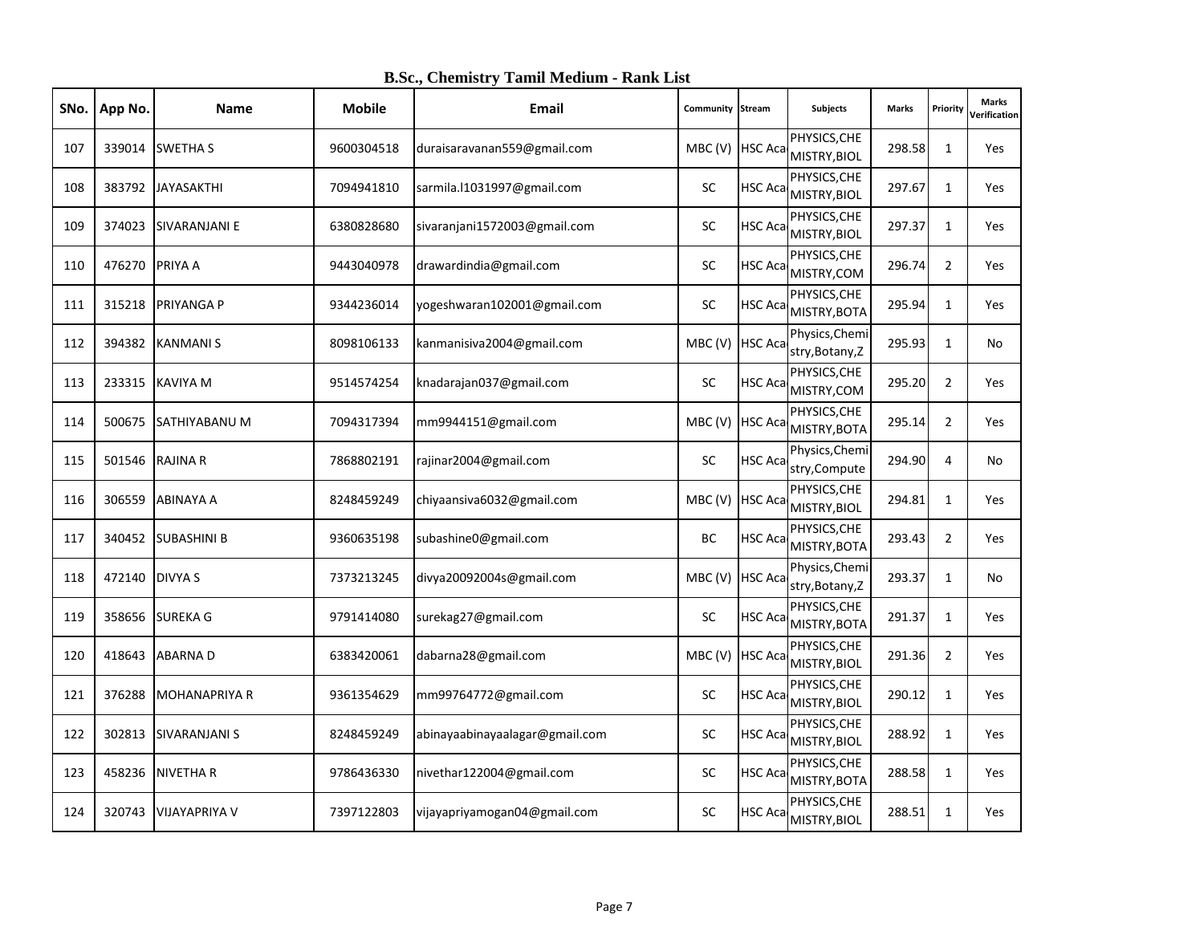**B.Sc., Chemistry Tamil Medium - Rank List**

| SNo. | App No. | Name | Mobile | Email | Community | Stream | Subjects | Marks | Priority | Marks Verification |
|---|---|---|---|---|---|---|---|---|---|---|
| 107 | 339014 | SWETHA S | 9600304518 | duraisaravanan559@gmail.com | MBC (V) | HSC Aca | PHYSICS,CHEMISTRY,BIOL | 298.58 | 1 | Yes |
| 108 | 383792 | JAYASAKTHI | 7094941810 | sarmila.l1031997@gmail.com | SC | HSC Aca | PHYSICS,CHEMISTRY,BIOL | 297.67 | 1 | Yes |
| 109 | 374023 | SIVARANJANI E | 6380828680 | sivaranjani1572003@gmail.com | SC | HSC Aca | PHYSICS,CHEMISTRY,BIOL | 297.37 | 1 | Yes |
| 110 | 476270 | PRIYA A | 9443040978 | drawardindia@gmail.com | SC | HSC Aca | PHYSICS,CHEMISTRY,COM | 296.74 | 2 | Yes |
| 111 | 315218 | PRIYANGA P | 9344236014 | yogeshwaran102001@gmail.com | SC | HSC Aca | PHYSICS,CHEMISTRY,BOTA | 295.94 | 1 | Yes |
| 112 | 394382 | KANMANI S | 8098106133 | kanmanisiva2004@gmail.com | MBC (V) | HSC Aca | Physics,Chemistry,Botany,Z | 295.93 | 1 | No |
| 113 | 233315 | KAVIYA M | 9514574254 | knadarajan037@gmail.com | SC | HSC Aca | PHYSICS,CHEMISTRY,COM | 295.20 | 2 | Yes |
| 114 | 500675 | SATHIYABANU M | 7094317394 | mm9944151@gmail.com | MBC (V) | HSC Aca | PHYSICS,CHEMISTRY,BOTA | 295.14 | 2 | Yes |
| 115 | 501546 | RAJINA R | 7868802191 | rajinar2004@gmail.com | SC | HSC Aca | Physics,Chemistry,Compute | 294.90 | 4 | No |
| 116 | 306559 | ABINAYA A | 8248459249 | chiyaansiva6032@gmail.com | MBC (V) | HSC Aca | PHYSICS,CHEMISTRY,BIOL | 294.81 | 1 | Yes |
| 117 | 340452 | SUBASHINI B | 9360635198 | subashine0@gmail.com | BC | HSC Aca | PHYSICS,CHEMISTRY,BOTA | 293.43 | 2 | Yes |
| 118 | 472140 | DIVYA S | 7373213245 | divya20092004s@gmail.com | MBC (V) | HSC Aca | Physics,Chemistry,Botany,Z | 293.37 | 1 | No |
| 119 | 358656 | SUREKA G | 9791414080 | surekag27@gmail.com | SC | HSC Aca | PHYSICS,CHEMISTRY,BOTA | 291.37 | 1 | Yes |
| 120 | 418643 | ABARNA D | 6383420061 | dabarna28@gmail.com | MBC (V) | HSC Aca | PHYSICS,CHEMISTRY,BIOL | 291.36 | 2 | Yes |
| 121 | 376288 | MOHANAPRIYA R | 9361354629 | mm99764772@gmail.com | SC | HSC Aca | PHYSICS,CHEMISTRY,BIOL | 290.12 | 1 | Yes |
| 122 | 302813 | SIVARANJANI S | 8248459249 | abinayaabinayaalagar@gmail.com | SC | HSC Aca | PHYSICS,CHEMISTRY,BIOL | 288.92 | 1 | Yes |
| 123 | 458236 | NIVETHA R | 9786436330 | nivethar122004@gmail.com | SC | HSC Aca | PHYSICS,CHEMISTRY,BOTA | 288.58 | 1 | Yes |
| 124 | 320743 | VIJAYAPRIYA V | 7397122803 | vijayapriyamogan04@gmail.com | SC | HSC Aca | PHYSICS,CHEMISTRY,BIOL | 288.51 | 1 | Yes |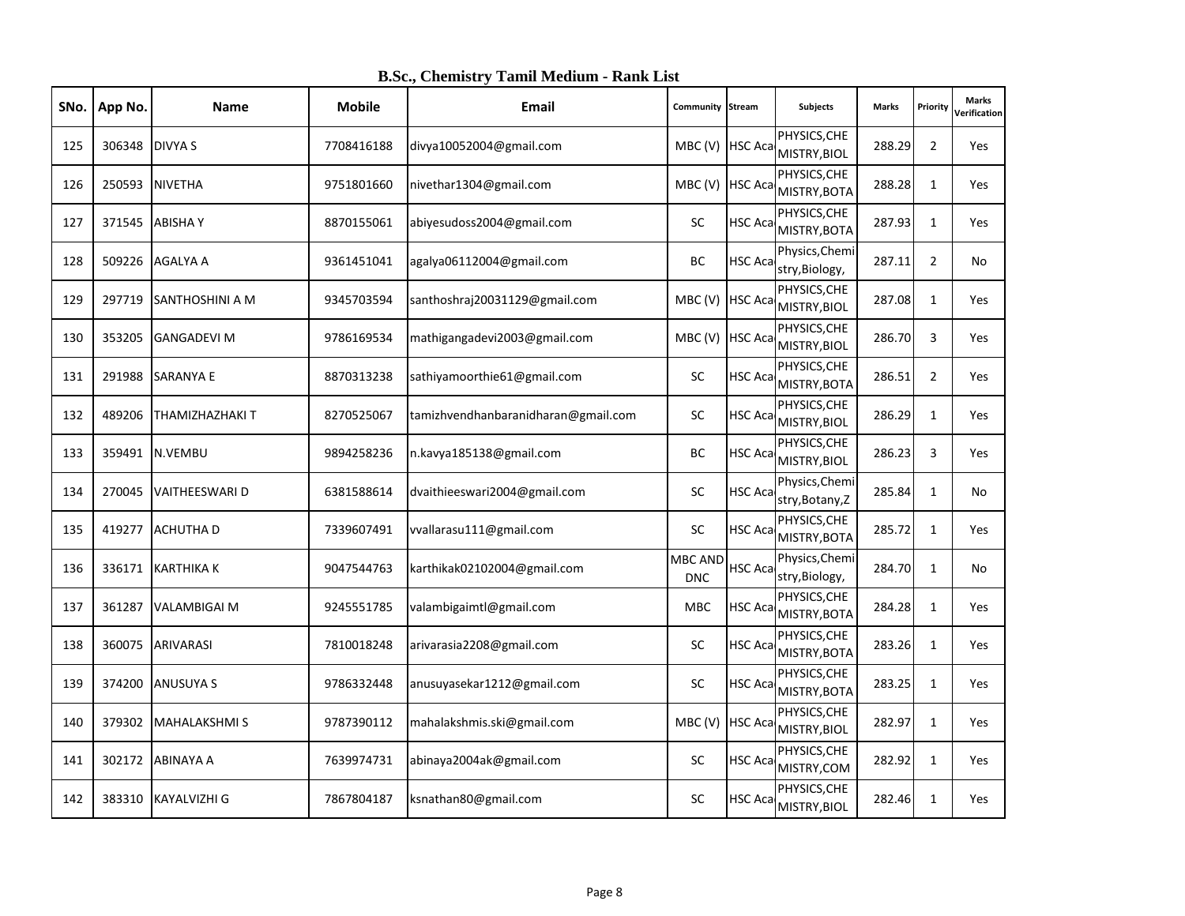**B.Sc., Chemistry Tamil Medium - Rank List**

| SNo. | App No. | Name | Mobile | Email | Community | Stream | Subjects | Marks | Priority | Marks Verification |
|---|---|---|---|---|---|---|---|---|---|---|
| 125 | 306348 | DIVYA S | 7708416188 | divya10052004@gmail.com | MBC (V) | HSC Aca | PHYSICS,CHE MISTRY,BIOL | 288.29 | 2 | Yes |
| 126 | 250593 | NIVETHA | 9751801660 | nivethar1304@gmail.com | MBC (V) | HSC Aca | PHYSICS,CHE MISTRY,BOTA | 288.28 | 1 | Yes |
| 127 | 371545 | ABISHA Y | 8870155061 | abiyesudoss2004@gmail.com | SC | HSC Aca | PHYSICS,CHE MISTRY,BOTA | 287.93 | 1 | Yes |
| 128 | 509226 | AGALYA A | 9361451041 | agalya06112004@gmail.com | BC | HSC Aca | Physics,Chemi stry,Biology, | 287.11 | 2 | No |
| 129 | 297719 | SANTHOSHINI A M | 9345703594 | santhoshraj20031129@gmail.com | MBC (V) | HSC Aca | PHYSICS,CHE MISTRY,BIOL | 287.08 | 1 | Yes |
| 130 | 353205 | GANGADEVI M | 9786169534 | mathigangadevi2003@gmail.com | MBC (V) | HSC Aca | PHYSICS,CHE MISTRY,BIOL | 286.70 | 3 | Yes |
| 131 | 291988 | SARANYA E | 8870313238 | sathiyamoorthie61@gmail.com | SC | HSC Aca | PHYSICS,CHE MISTRY,BOTA | 286.51 | 2 | Yes |
| 132 | 489206 | THAMIZHAZHAKI T | 8270525067 | tamizhvendhanbaranidharan@gmail.com | SC | HSC Aca | PHYSICS,CHE MISTRY,BIOL | 286.29 | 1 | Yes |
| 133 | 359491 | N.VEMBU | 9894258236 | n.kavya185138@gmail.com | BC | HSC Aca | PHYSICS,CHE MISTRY,BIOL | 286.23 | 3 | Yes |
| 134 | 270045 | VAITHEESWARI D | 6381588614 | dvaithieeswari2004@gmail.com | SC | HSC Aca | Physics,Chemi stry,Botany,Z | 285.84 | 1 | No |
| 135 | 419277 | ACHUTHA D | 7339607491 | vvallarasu111@gmail.com | SC | HSC Aca | PHYSICS,CHE MISTRY,BOTA | 285.72 | 1 | Yes |
| 136 | 336171 | KARTHIKA K | 9047544763 | karthikak02102004@gmail.com | MBC AND DNC | HSC Aca | Physics,Chemi stry,Biology, | 284.70 | 1 | No |
| 137 | 361287 | VALAMBIGAI M | 9245551785 | valambigaimtl@gmail.com | MBC | HSC Aca | PHYSICS,CHE MISTRY,BOTA | 284.28 | 1 | Yes |
| 138 | 360075 | ARIVARASI | 7810018248 | arivarasia2208@gmail.com | SC | HSC Aca | PHYSICS,CHE MISTRY,BOTA | 283.26 | 1 | Yes |
| 139 | 374200 | ANUSUYA S | 9786332448 | anusuyasekar1212@gmail.com | SC | HSC Aca | PHYSICS,CHE MISTRY,BOTA | 283.25 | 1 | Yes |
| 140 | 379302 | MAHALAKSHMI S | 9787390112 | mahalakshmis.ski@gmail.com | MBC (V) | HSC Aca | PHYSICS,CHE MISTRY,BIOL | 282.97 | 1 | Yes |
| 141 | 302172 | ABINAYA A | 7639974731 | abinaya2004ak@gmail.com | SC | HSC Aca | PHYSICS,CHE MISTRY,COM | 282.92 | 1 | Yes |
| 142 | 383310 | KAYALVIZHI G | 7867804187 | ksnathan80@gmail.com | SC | HSC Aca | PHYSICS,CHE MISTRY,BIOL | 282.46 | 1 | Yes |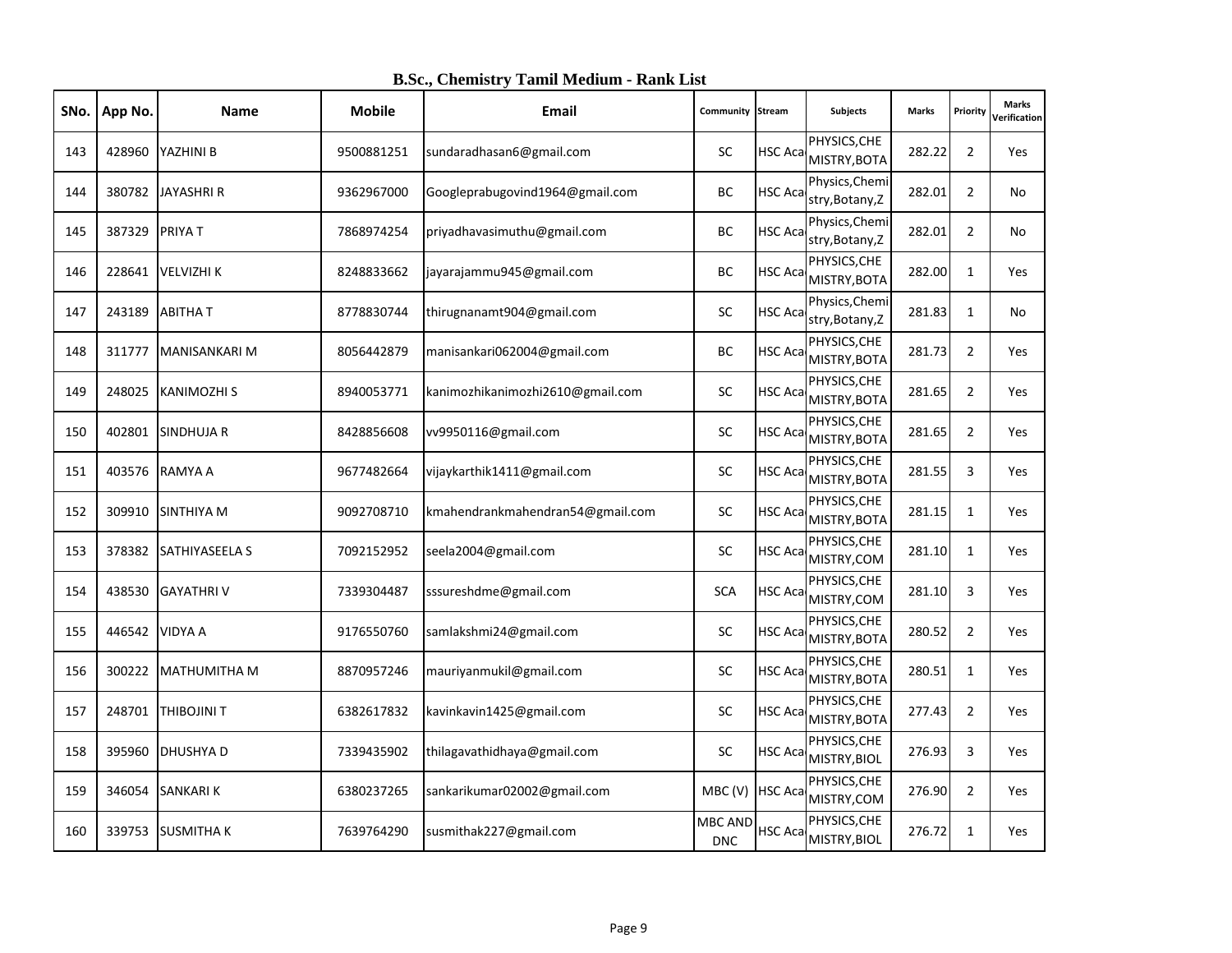# B.Sc., Chemistry Tamil Medium - Rank List

| SNo. | App No. | Name | Mobile | Email | Community | Stream | Subjects | Marks | Priority | Marks Verification |
|---|---|---|---|---|---|---|---|---|---|---|
| 143 | 428960 | YAZHINI B | 9500881251 | sundaradhasan6@gmail.com | SC | HSC Aca | PHYSICS,CHEMISTRY,BOTA | 282.22 | 2 | Yes |
| 144 | 380782 | JAYASHRI R | 9362967000 | Googleprabugovind1964@gmail.com | BC | HSC Aca | Physics,Chemistry,Botany,Z | 282.01 | 2 | No |
| 145 | 387329 | PRIYA T | 7868974254 | priyadhavasimuthu@gmail.com | BC | HSC Aca | Physics,Chemistry,Botany,Z | 282.01 | 2 | No |
| 146 | 228641 | VELVIZHI K | 8248833662 | jayarajammu945@gmail.com | BC | HSC Aca | PHYSICS,CHEMISTRY,BOTA | 282.00 | 1 | Yes |
| 147 | 243189 | ABITHA T | 8778830744 | thirugnanamt904@gmail.com | SC | HSC Aca | Physics,Chemistry,Botany,Z | 281.83 | 1 | No |
| 148 | 311777 | MANISANKARI M | 8056442879 | manisankari062004@gmail.com | BC | HSC Aca | PHYSICS,CHEMISTRY,BOTA | 281.73 | 2 | Yes |
| 149 | 248025 | KANIMOZHI S | 8940053771 | kanimozhikanimozhi2610@gmail.com | SC | HSC Aca | PHYSICS,CHEMISTRY,BOTA | 281.65 | 2 | Yes |
| 150 | 402801 | SINDHUJA R | 8428856608 | vv9950116@gmail.com | SC | HSC Aca | PHYSICS,CHEMISTRY,BOTA | 281.65 | 2 | Yes |
| 151 | 403576 | RAMYA A | 9677482664 | vijaykarthik1411@gmail.com | SC | HSC Aca | PHYSICS,CHEMISTRY,BOTA | 281.55 | 3 | Yes |
| 152 | 309910 | SINTHIYA M | 9092708710 | kmahendrankmahendran54@gmail.com | SC | HSC Aca | PHYSICS,CHEMISTRY,BOTA | 281.15 | 1 | Yes |
| 153 | 378382 | SATHIYASEELA S | 7092152952 | seela2004@gmail.com | SC | HSC Aca | PHYSICS,CHEMISTRY,COM | 281.10 | 1 | Yes |
| 154 | 438530 | GAYATHRI V | 7339304487 | sssureshdme@gmail.com | SCA | HSC Aca | PHYSICS,CHEMISTRY,COM | 281.10 | 3 | Yes |
| 155 | 446542 | VIDYA A | 9176550760 | samlakshmi24@gmail.com | SC | HSC Aca | PHYSICS,CHEMISTRY,BOTA | 280.52 | 2 | Yes |
| 156 | 300222 | MATHUMITHA M | 8870957246 | mauriyanmukil@gmail.com | SC | HSC Aca | PHYSICS,CHEMISTRY,BOTA | 280.51 | 1 | Yes |
| 157 | 248701 | THIBOJINI T | 6382617832 | kavinkavin1425@gmail.com | SC | HSC Aca | PHYSICS,CHEMISTRY,BOTA | 277.43 | 2 | Yes |
| 158 | 395960 | DHUSHYA D | 7339435902 | thilagavathidhaya@gmail.com | SC | HSC Aca | PHYSICS,CHEMISTRY,BIOL | 276.93 | 3 | Yes |
| 159 | 346054 | SANKARI K | 6380237265 | sankarikumar02002@gmail.com | MBC (V) | HSC Aca | PHYSICS,CHEMISTRY,COM | 276.90 | 2 | Yes |
| 160 | 339753 | SUSMITHA K | 7639764290 | susmithak227@gmail.com | MBC AND DNC | HSC Aca | PHYSICS,CHEMISTRY,BIOL | 276.72 | 1 | Yes |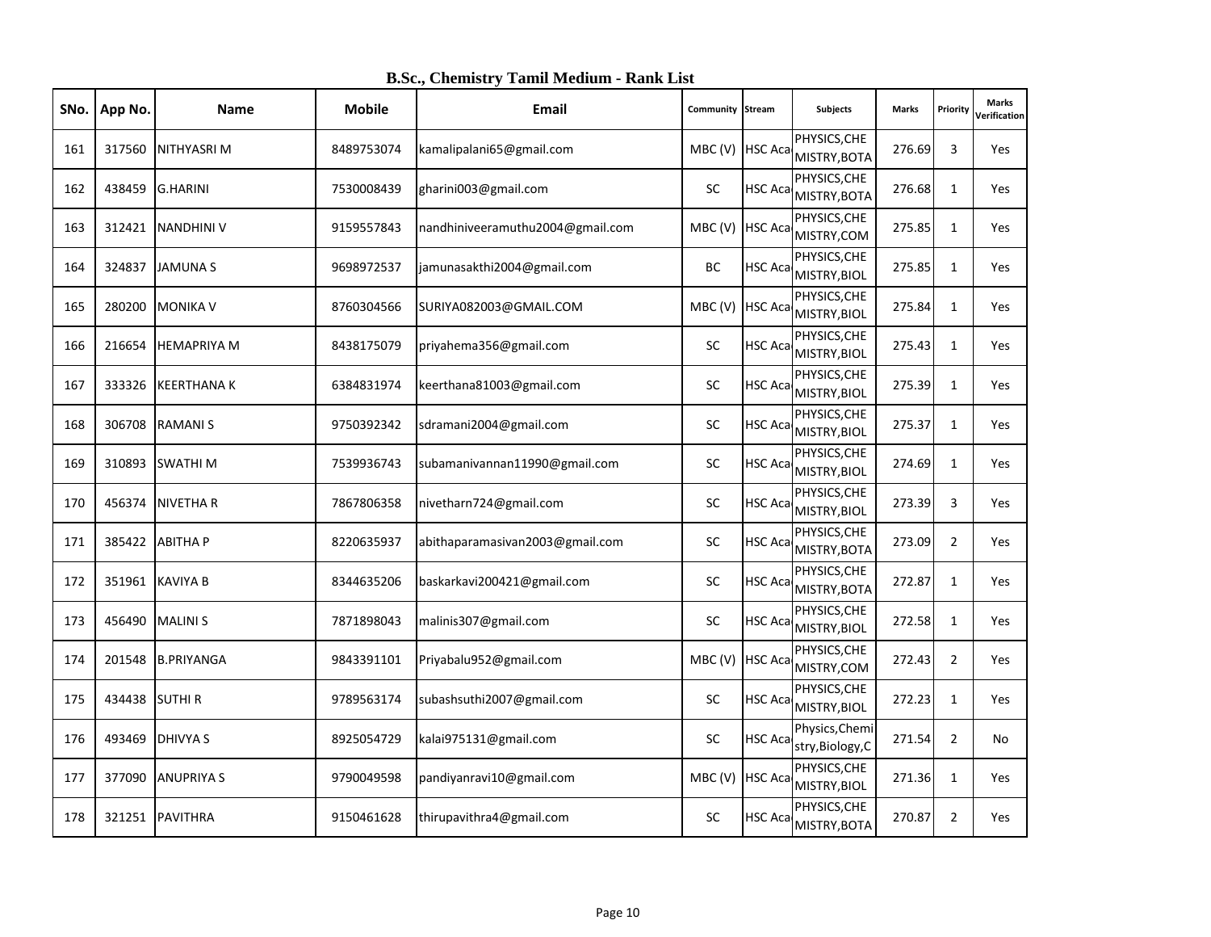# B.Sc., Chemistry Tamil Medium - Rank List

| SNo. | App No. | Name | Mobile | Email | Community | Stream | Subjects | Marks | Priority | Marks Verification |
|---|---|---|---|---|---|---|---|---|---|---|
| 161 | 317560 | NITHYASRI M | 8489753074 | kamalipalani65@gmail.com | MBC (V) | HSC Aca | PHYSICS,CHE MISTRY,BOTA | 276.69 | 3 | Yes |
| 162 | 438459 | G.HARINI | 7530008439 | gharini003@gmail.com | SC | HSC Aca | PHYSICS,CHE MISTRY,BOTA | 276.68 | 1 | Yes |
| 163 | 312421 | NANDHINI V | 9159557843 | nandhiniveeramuthu2004@gmail.com | MBC (V) | HSC Aca | PHYSICS,CHE MISTRY,COM | 275.85 | 1 | Yes |
| 164 | 324837 | JAMUNA S | 9698972537 | jamunasakthi2004@gmail.com | BC | HSC Aca | PHYSICS,CHE MISTRY,BIOL | 275.85 | 1 | Yes |
| 165 | 280200 | MONIKA V | 8760304566 | SURIYA082003@GMAIL.COM | MBC (V) | HSC Aca | PHYSICS,CHE MISTRY,BIOL | 275.84 | 1 | Yes |
| 166 | 216654 | HEMAPRIYA M | 8438175079 | priyahema356@gmail.com | SC | HSC Aca | PHYSICS,CHE MISTRY,BIOL | 275.43 | 1 | Yes |
| 167 | 333326 | KEERTHANA K | 6384831974 | keerthana81003@gmail.com | SC | HSC Aca | PHYSICS,CHE MISTRY,BIOL | 275.39 | 1 | Yes |
| 168 | 306708 | RAMANI S | 9750392342 | sdramani2004@gmail.com | SC | HSC Aca | PHYSICS,CHE MISTRY,BIOL | 275.37 | 1 | Yes |
| 169 | 310893 | SWATHI M | 7539936743 | subamanivannan11990@gmail.com | SC | HSC Aca | PHYSICS,CHE MISTRY,BIOL | 274.69 | 1 | Yes |
| 170 | 456374 | NIVETHA R | 7867806358 | nivetharn724@gmail.com | SC | HSC Aca | PHYSICS,CHE MISTRY,BIOL | 273.39 | 3 | Yes |
| 171 | 385422 | ABITHA P | 8220635937 | abithaparamasivan2003@gmail.com | SC | HSC Aca | PHYSICS,CHE MISTRY,BOTA | 273.09 | 2 | Yes |
| 172 | 351961 | KAVIYA B | 8344635206 | baskarkavi200421@gmail.com | SC | HSC Aca | PHYSICS,CHE MISTRY,BOTA | 272.87 | 1 | Yes |
| 173 | 456490 | MALINI S | 7871898043 | malinis307@gmail.com | SC | HSC Aca | PHYSICS,CHE MISTRY,BIOL | 272.58 | 1 | Yes |
| 174 | 201548 | B.PRIYANGA | 9843391101 | Priyabalu952@gmail.com | MBC (V) | HSC Aca | PHYSICS,CHE MISTRY,COM | 272.43 | 2 | Yes |
| 175 | 434438 | SUTHI R | 9789563174 | subashsuthi2007@gmail.com | SC | HSC Aca | PHYSICS,CHE MISTRY,BIOL | 272.23 | 1 | Yes |
| 176 | 493469 | DHIVYA S | 8925054729 | kalai975131@gmail.com | SC | HSC Aca | Physics,Chemi stry,Biology,C | 271.54 | 2 | No |
| 177 | 377090 | ANUPRIYA S | 9790049598 | pandiyanravi10@gmail.com | MBC (V) | HSC Aca | PHYSICS,CHE MISTRY,BIOL | 271.36 | 1 | Yes |
| 178 | 321251 | PAVITHRA | 9150461628 | thirupavithra4@gmail.com | SC | HSC Aca | PHYSICS,CHE MISTRY,BOTA | 270.87 | 2 | Yes |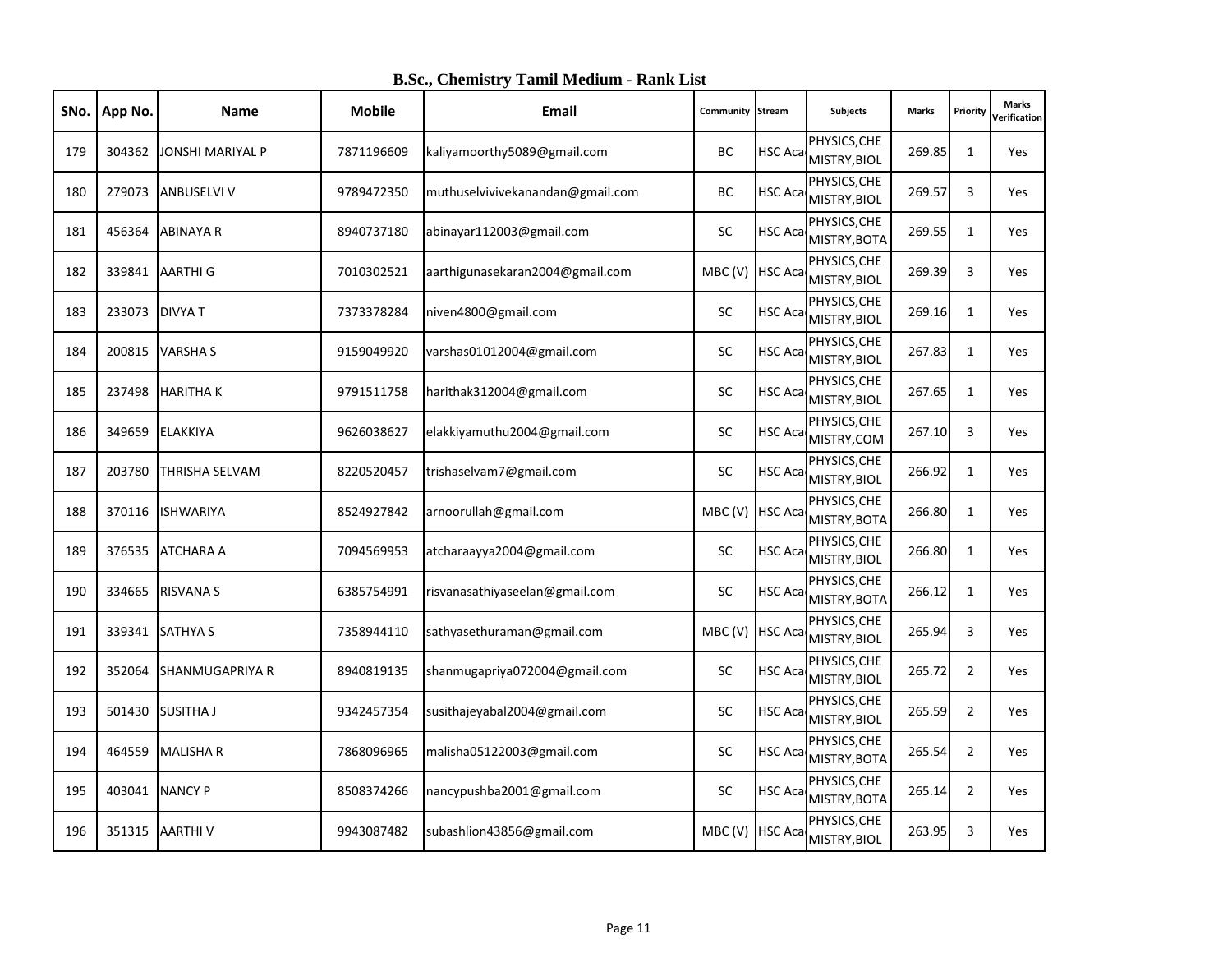# B.Sc., Chemistry Tamil Medium - Rank List

| SNo. | App No. | Name | Mobile | Email | Community | Stream | Subjects | Marks | Priority | Marks Verification |
|---|---|---|---|---|---|---|---|---|---|---|
| 179 | 304362 | JONSHI MARIYAL P | 7871196609 | kaliyamoorthy5089@gmail.com | BC | HSC Aca | PHYSICS,CHEMISTRY,BIOL | 269.85 | 1 | Yes |
| 180 | 279073 | ANBUSELVI V | 9789472350 | muthuselvivivekanandan@gmail.com | BC | HSC Aca | PHYSICS,CHEMISTRY,BIOL | 269.57 | 3 | Yes |
| 181 | 456364 | ABINAYA R | 8940737180 | abinayar112003@gmail.com | SC | HSC Aca | PHYSICS,CHEMISTRY,BOTA | 269.55 | 1 | Yes |
| 182 | 339841 | AARTHI G | 7010302521 | aarthigunasekaran2004@gmail.com | MBC (V) | HSC Aca | PHYSICS,CHEMISTRY,BIOL | 269.39 | 3 | Yes |
| 183 | 233073 | DIVYA T | 7373378284 | niven4800@gmail.com | SC | HSC Aca | PHYSICS,CHEMISTRY,BIOL | 269.16 | 1 | Yes |
| 184 | 200815 | VARSHA S | 9159049920 | varshas01012004@gmail.com | SC | HSC Aca | PHYSICS,CHEMISTRY,BIOL | 267.83 | 1 | Yes |
| 185 | 237498 | HARITHA K | 9791511758 | harithak312004@gmail.com | SC | HSC Aca | PHYSICS,CHEMISTRY,BIOL | 267.65 | 1 | Yes |
| 186 | 349659 | ELAKKIYA | 9626038627 | elakkiyamuthu2004@gmail.com | SC | HSC Aca | PHYSICS,CHEMISTRY,COM | 267.10 | 3 | Yes |
| 187 | 203780 | THRISHA SELVAM | 8220520457 | trishaselvam7@gmail.com | SC | HSC Aca | PHYSICS,CHEMISTRY,BIOL | 266.92 | 1 | Yes |
| 188 | 370116 | ISHWARIYA | 8524927842 | arnoorullah@gmail.com | MBC (V) | HSC Aca | PHYSICS,CHEMISTRY,BOTA | 266.80 | 1 | Yes |
| 189 | 376535 | ATCHARA A | 7094569953 | atcharaayya2004@gmail.com | SC | HSC Aca | PHYSICS,CHEMISTRY,BIOL | 266.80 | 1 | Yes |
| 190 | 334665 | RISVANA S | 6385754991 | risvanasathiyaseelan@gmail.com | SC | HSC Aca | PHYSICS,CHEMISTRY,BOTA | 266.12 | 1 | Yes |
| 191 | 339341 | SATHYA S | 7358944110 | sathyasethuraman@gmail.com | MBC (V) | HSC Aca | PHYSICS,CHEMISTRY,BIOL | 265.94 | 3 | Yes |
| 192 | 352064 | SHANMUGAPRIYA R | 8940819135 | shanmugapriya072004@gmail.com | SC | HSC Aca | PHYSICS,CHEMISTRY,BIOL | 265.72 | 2 | Yes |
| 193 | 501430 | SUSITHA J | 9342457354 | susithajeyabal2004@gmail.com | SC | HSC Aca | PHYSICS,CHEMISTRY,BIOL | 265.59 | 2 | Yes |
| 194 | 464559 | MALISHA R | 7868096965 | malisha05122003@gmail.com | SC | HSC Aca | PHYSICS,CHEMISTRY,BOTA | 265.54 | 2 | Yes |
| 195 | 403041 | NANCY P | 8508374266 | nancypushba2001@gmail.com | SC | HSC Aca | PHYSICS,CHEMISTRY,BOTA | 265.14 | 2 | Yes |
| 196 | 351315 | AARTHI V | 9943087482 | subashlion43856@gmail.com | MBC (V) | HSC Aca | PHYSICS,CHEMISTRY,BIOL | 263.95 | 3 | Yes |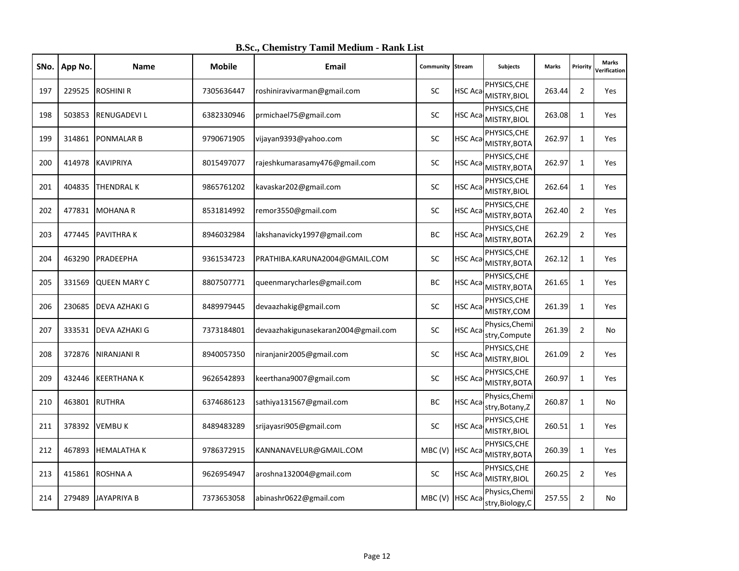# B.Sc., Chemistry Tamil Medium - Rank List

| SNo. | App No. | Name | Mobile | Email | Community | Stream | Subjects | Marks | Priority | Marks Verification |
|---|---|---|---|---|---|---|---|---|---|---|
| 197 | 229525 | ROSHINI R | 7305636447 | roshiniravivarman@gmail.com | SC | HSC Aca | PHYSICS,CHEMISTRY,BIOL | 263.44 | 2 | Yes |
| 198 | 503853 | RENUGADEVI L | 6382330946 | prmichael75@gmail.com | SC | HSC Aca | PHYSICS,CHEMISTRY,BIOL | 263.08 | 1 | Yes |
| 199 | 314861 | PONMALAR B | 9790671905 | vijayan9393@yahoo.com | SC | HSC Aca | PHYSICS,CHEMISTRY,BOTA | 262.97 | 1 | Yes |
| 200 | 414978 | KAVIPRIYA | 8015497077 | rajeshkumarasamy476@gmail.com | SC | HSC Aca | PHYSICS,CHEMISTRY,BOTA | 262.97 | 1 | Yes |
| 201 | 404835 | THENDRAL K | 9865761202 | kavaskar202@gmail.com | SC | HSC Aca | PHYSICS,CHEMISTRY,BIOL | 262.64 | 1 | Yes |
| 202 | 477831 | MOHANA R | 8531814992 | remor3550@gmail.com | SC | HSC Aca | PHYSICS,CHEMISTRY,BOTA | 262.40 | 2 | Yes |
| 203 | 477445 | PAVITHRA K | 8946032984 | lakshanavicky1997@gmail.com | BC | HSC Aca | PHYSICS,CHEMISTRY,BOTA | 262.29 | 2 | Yes |
| 204 | 463290 | PRADEEPHA | 9361534723 | PRATHIBA.KARUNA2004@GMAIL.COM | SC | HSC Aca | PHYSICS,CHEMISTRY,BOTA | 262.12 | 1 | Yes |
| 205 | 331569 | QUEEN MARY C | 8807507771 | queenmarycharles@gmail.com | BC | HSC Aca | PHYSICS,CHEMISTRY,BOTA | 261.65 | 1 | Yes |
| 206 | 230685 | DEVA AZHAKI G | 8489979445 | devaazhakig@gmail.com | SC | HSC Aca | PHYSICS,CHEMISTRY,COM | 261.39 | 1 | Yes |
| 207 | 333531 | DEVA AZHAKI G | 7373184801 | devaazhakigunasekaran2004@gmail.com | SC | HSC Aca | Physics,Chemistry,Compute | 261.39 | 2 | No |
| 208 | 372876 | NIRANJANI R | 8940057350 | niranjanir2005@gmail.com | SC | HSC Aca | PHYSICS,CHEMISTRY,BIOL | 261.09 | 2 | Yes |
| 209 | 432446 | KEERTHANA K | 9626542893 | keerthana9007@gmail.com | SC | HSC Aca | PHYSICS,CHEMISTRY,BOTA | 260.97 | 1 | Yes |
| 210 | 463801 | RUTHRA | 6374686123 | sathiya131567@gmail.com | BC | HSC Aca | Physics,Chemistry,Botany,Z | 260.87 | 1 | No |
| 211 | 378392 | VEMBU K | 8489483289 | srijayasri905@gmail.com | SC | HSC Aca | PHYSICS,CHEMISTRY,BIOL | 260.51 | 1 | Yes |
| 212 | 467893 | HEMALATHA K | 9786372915 | KANNANAVELUR@GMAIL.COM | MBC (V) | HSC Aca | PHYSICS,CHEMISTRY,BOTA | 260.39 | 1 | Yes |
| 213 | 415861 | ROSHNA A | 9626954947 | aroshna132004@gmail.com | SC | HSC Aca | PHYSICS,CHEMISTRY,BIOL | 260.25 | 2 | Yes |
| 214 | 279489 | JAYAPRIYA B | 7373653058 | abinashr0622@gmail.com | MBC (V) | HSC Aca | Physics,Chemistry,Biology,C | 257.55 | 2 | No |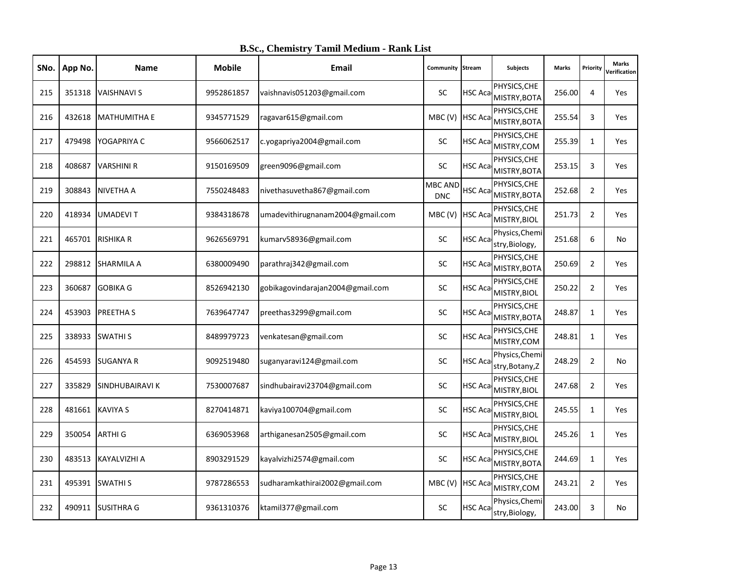## B.Sc., Chemistry Tamil Medium - Rank List

| SNo. | App No. | Name | Mobile | Email | Community | Stream | Subjects | Marks | Priority | Marks Verification |
|---|---|---|---|---|---|---|---|---|---|---|
| 215 | 351318 | VAISHNAVI S | 9952861857 | vaishnavis051203@gmail.com | SC | HSC Aca | PHYSICS,CHEMISTRY,BOTA | 256.00 | 4 | Yes |
| 216 | 432618 | MATHUMITHA E | 9345771529 | ragavar615@gmail.com | MBC (V) | HSC Aca | PHYSICS,CHEMISTRY,BOTA | 255.54 | 3 | Yes |
| 217 | 479498 | YOGAPRIYA C | 9566062517 | c.yogapriya2004@gmail.com | SC | HSC Aca | PHYSICS,CHEMISTRY,COM | 255.39 | 1 | Yes |
| 218 | 408687 | VARSHINI R | 9150169509 | green9096@gmail.com | SC | HSC Aca | PHYSICS,CHEMISTRY,BOTA | 253.15 | 3 | Yes |
| 219 | 308843 | NIVETHA A | 7550248483 | nivethasuvetha867@gmail.com | MBC AND DNC | HSC Aca | PHYSICS,CHEMISTRY,BOTA | 252.68 | 2 | Yes |
| 220 | 418934 | UMADEVI T | 9384318678 | umadevithirugnanam2004@gmail.com | MBC (V) | HSC Aca | PHYSICS,CHEMISTRY,BIOL | 251.73 | 2 | Yes |
| 221 | 465701 | RISHIKA R | 9626569791 | kumarv58936@gmail.com | SC | HSC Aca | Physics,Chemistry,Biology, | 251.68 | 6 | No |
| 222 | 298812 | SHARMILA A | 6380009490 | parathraj342@gmail.com | SC | HSC Aca | PHYSICS,CHEMISTRY,BOTA | 250.69 | 2 | Yes |
| 223 | 360687 | GOBIKA G | 8526942130 | gobikagovindarajan2004@gmail.com | SC | HSC Aca | PHYSICS,CHEMISTRY,BIOL | 250.22 | 2 | Yes |
| 224 | 453903 | PREETHA S | 7639647747 | preethas3299@gmail.com | SC | HSC Aca | PHYSICS,CHEMISTRY,BOTA | 248.87 | 1 | Yes |
| 225 | 338933 | SWATHI S | 8489979723 | venkatesan@gmail.com | SC | HSC Aca | PHYSICS,CHEMISTRY,COM | 248.81 | 1 | Yes |
| 226 | 454593 | SUGANYA R | 9092519480 | suganyaravi124@gmail.com | SC | HSC Aca | Physics,Chemistry,Botany,Z | 248.29 | 2 | No |
| 227 | 335829 | SINDHUBAIRAVI K | 7530007687 | sindhubairavi23704@gmail.com | SC | HSC Aca | PHYSICS,CHEMISTRY,BIOL | 247.68 | 2 | Yes |
| 228 | 481661 | KAVIYA S | 8270414871 | kaviya100704@gmail.com | SC | HSC Aca | PHYSICS,CHEMISTRY,BIOL | 245.55 | 1 | Yes |
| 229 | 350054 | ARTHI G | 6369053968 | arthiganesan2505@gmail.com | SC | HSC Aca | PHYSICS,CHEMISTRY,BIOL | 245.26 | 1 | Yes |
| 230 | 483513 | KAYALVIZHI A | 8903291529 | kayalvizhi2574@gmail.com | SC | HSC Aca | PHYSICS,CHEMISTRY,BOTA | 244.69 | 1 | Yes |
| 231 | 495391 | SWATHI S | 9787286553 | sudharamkathirai2002@gmail.com | MBC (V) | HSC Aca | PHYSICS,CHEMISTRY,COM | 243.21 | 2 | Yes |
| 232 | 490911 | SUSITHRA G | 9361310376 | ktamil377@gmail.com | SC | HSC Aca | Physics,Chemistry,Biology, | 243.00 | 3 | No |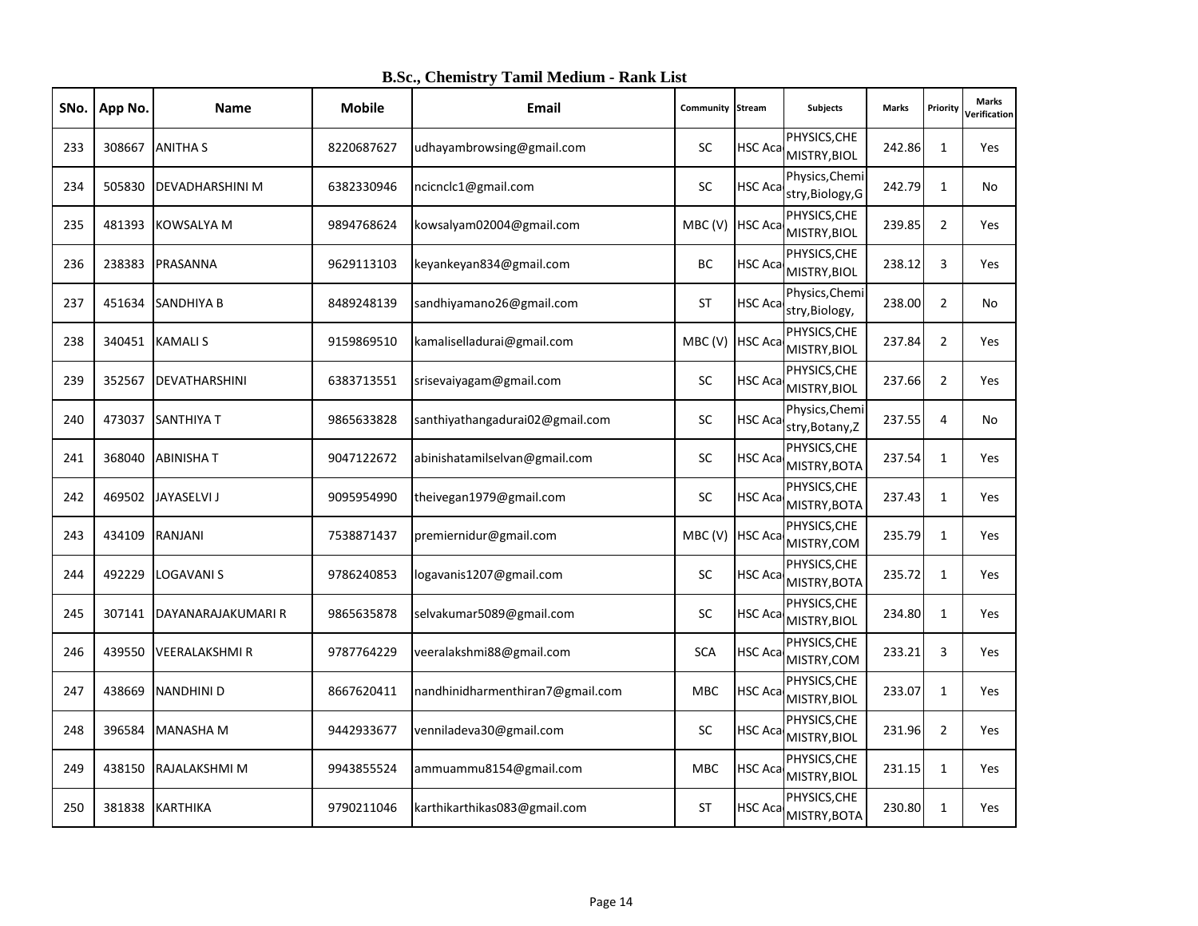# B.Sc., Chemistry Tamil Medium - Rank List

| SNo. | App No. | Name | Mobile | Email | Community | Stream | Subjects | Marks | Priority | Marks Verification |
|---|---|---|---|---|---|---|---|---|---|---|
| 233 | 308667 | ANITHA S | 8220687627 | udhayambrowsing@gmail.com | SC | HSC Aca | PHYSICS,CHEMISTRY,BIOL | 242.86 | 1 | Yes |
| 234 | 505830 | DEVADHARSHINI M | 6382330946 | ncicnclc1@gmail.com | SC | HSC Aca | Physics,Chemistry,Biology,G | 242.79 | 1 | No |
| 235 | 481393 | KOWSALYA M | 9894768624 | kowsalyam02004@gmail.com | MBC (V) | HSC Aca | PHYSICS,CHEMISTRY,BIOL | 239.85 | 2 | Yes |
| 236 | 238383 | PRASANNA | 9629113103 | keyankeyan834@gmail.com | BC | HSC Aca | PHYSICS,CHEMISTRY,BIOL | 238.12 | 3 | Yes |
| 237 | 451634 | SANDHIYA B | 8489248139 | sandhiyamano26@gmail.com | ST | HSC Aca | Physics,Chemistry,Biology, | 238.00 | 2 | No |
| 238 | 340451 | KAMALI S | 9159869510 | kamaliselladurai@gmail.com | MBC (V) | HSC Aca | PHYSICS,CHEMISTRY,BIOL | 237.84 | 2 | Yes |
| 239 | 352567 | DEVATHARSHINI | 6383713551 | srisevaiyagam@gmail.com | SC | HSC Aca | PHYSICS,CHEMISTRY,BIOL | 237.66 | 2 | Yes |
| 240 | 473037 | SANTHIYA T | 9865633828 | santhiyathangadurai02@gmail.com | SC | HSC Aca | Physics,Chemistry,Botany,Z | 237.55 | 4 | No |
| 241 | 368040 | ABINISHA T | 9047122672 | abinishatamilselvan@gmail.com | SC | HSC Aca | PHYSICS,CHEMISTRY,BOTA | 237.54 | 1 | Yes |
| 242 | 469502 | JAYASELVI J | 9095954990 | theivegan1979@gmail.com | SC | HSC Aca | PHYSICS,CHEMISTRY,BOTA | 237.43 | 1 | Yes |
| 243 | 434109 | RANJANI | 7538871437 | premiernidur@gmail.com | MBC (V) | HSC Aca | PHYSICS,CHEMISTRY,COM | 235.79 | 1 | Yes |
| 244 | 492229 | LOGAVANI S | 9786240853 | logavanis1207@gmail.com | SC | HSC Aca | PHYSICS,CHEMISTRY,BOTA | 235.72 | 1 | Yes |
| 245 | 307141 | DAYANARAJAKUMARI R | 9865635878 | selvakumar5089@gmail.com | SC | HSC Aca | PHYSICS,CHEMISTRY,BIOL | 234.80 | 1 | Yes |
| 246 | 439550 | VEERALAKSHMI R | 9787764229 | veeralakshmi88@gmail.com | SCA | HSC Aca | PHYSICS,CHEMISTRY,COM | 233.21 | 3 | Yes |
| 247 | 438669 | NANDHINI D | 8667620411 | nandhinidharmenthiran7@gmail.com | MBC | HSC Aca | PHYSICS,CHEMISTRY,BIOL | 233.07 | 1 | Yes |
| 248 | 396584 | MANASHA M | 9442933677 | venniladeva30@gmail.com | SC | HSC Aca | PHYSICS,CHEMISTRY,BIOL | 231.96 | 2 | Yes |
| 249 | 438150 | RAJALAKSHMI M | 9943855524 | ammuammu8154@gmail.com | MBC | HSC Aca | PHYSICS,CHEMISTRY,BIOL | 231.15 | 1 | Yes |
| 250 | 381838 | KARTHIKA | 9790211046 | karthikarthikas083@gmail.com | ST | HSC Aca | PHYSICS,CHEMISTRY,BOTA | 230.80 | 1 | Yes |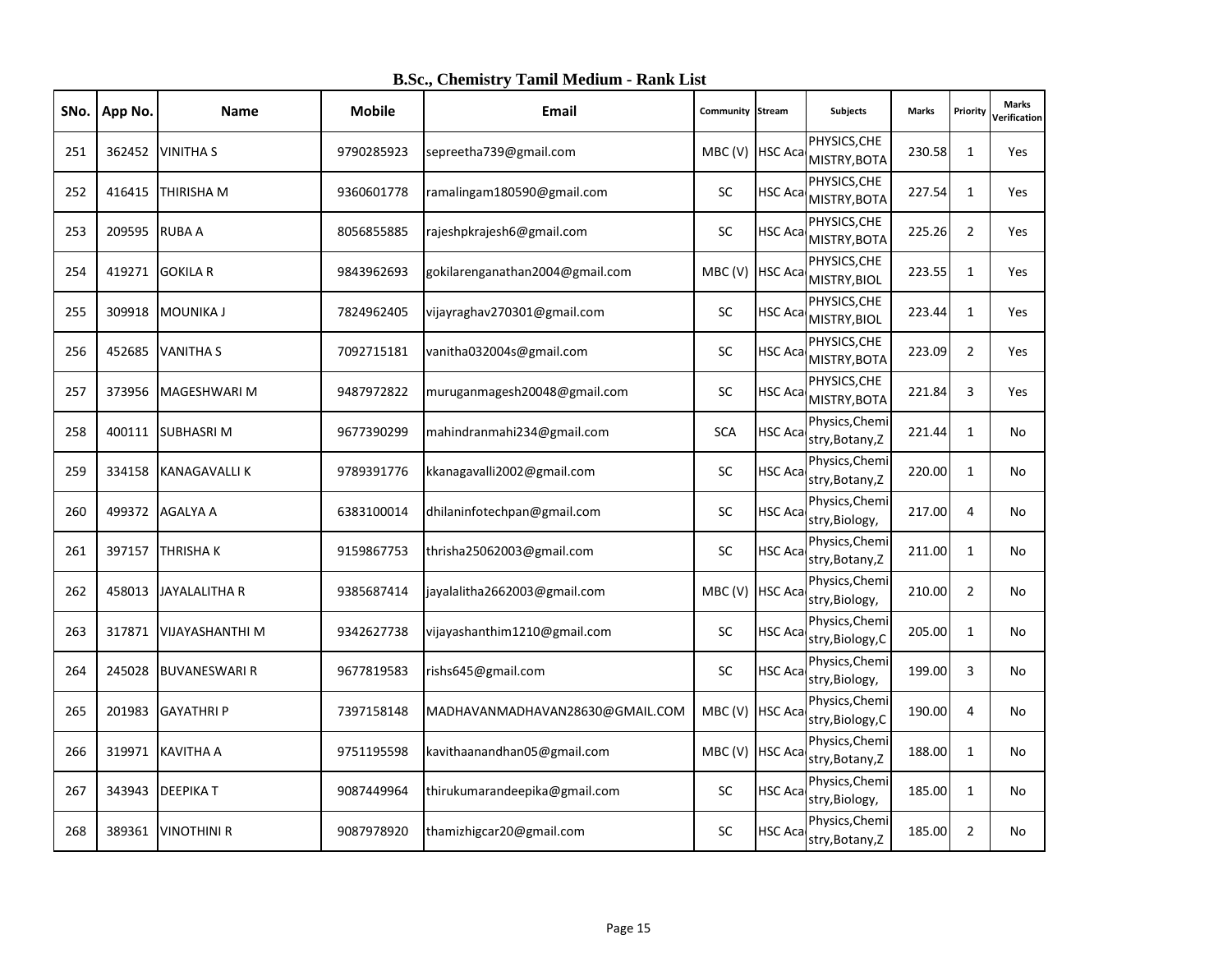# B.Sc., Chemistry Tamil Medium - Rank List

| SNo. | App No. | Name | Mobile | Email | Community | Stream | Subjects | Marks | Priority | Marks Verification |
|---|---|---|---|---|---|---|---|---|---|---|
| 251 | 362452 | VINITHA S | 9790285923 | sepreetha739@gmail.com | MBC (V) | HSC Aca | PHYSICS,CHEMISTRY,BOTA | 230.58 | 1 | Yes |
| 252 | 416415 | THIRISHA M | 9360601778 | ramalingam180590@gmail.com | SC | HSC Aca | PHYSICS,CHEMISTRY,BOTA | 227.54 | 1 | Yes |
| 253 | 209595 | RUBA A | 8056855885 | rajeshpkrajesh6@gmail.com | SC | HSC Aca | PHYSICS,CHEMISTRY,BOTA | 225.26 | 2 | Yes |
| 254 | 419271 | GOKILA R | 9843962693 | gokilarenganathan2004@gmail.com | MBC (V) | HSC Aca | PHYSICS,CHEMISTRY,BIOL | 223.55 | 1 | Yes |
| 255 | 309918 | MOUNIKA J | 7824962405 | vijayraghav270301@gmail.com | SC | HSC Aca | PHYSICS,CHEMISTRY,BIOL | 223.44 | 1 | Yes |
| 256 | 452685 | VANITHA S | 7092715181 | vanitha032004s@gmail.com | SC | HSC Aca | PHYSICS,CHEMISTRY,BOTA | 223.09 | 2 | Yes |
| 257 | 373956 | MAGESHWARI M | 9487972822 | muruganmagesh20048@gmail.com | SC | HSC Aca | PHYSICS,CHEMISTRY,BOTA | 221.84 | 3 | Yes |
| 258 | 400111 | SUBHASRI M | 9677390299 | mahindranmahi234@gmail.com | SCA | HSC Aca | Physics,Chemistry,Botany,Z | 221.44 | 1 | No |
| 259 | 334158 | KANAGAVALLI K | 9789391776 | kkanagavalli2002@gmail.com | SC | HSC Aca | Physics,Chemistry,Botany,Z | 220.00 | 1 | No |
| 260 | 499372 | AGALYA A | 6383100014 | dhilaninfotechpan@gmail.com | SC | HSC Aca | Physics,Chemistry,Biology, | 217.00 | 4 | No |
| 261 | 397157 | THRISHA K | 9159867753 | thrisha25062003@gmail.com | SC | HSC Aca | Physics,Chemistry,Botany,Z | 211.00 | 1 | No |
| 262 | 458013 | JAYALALITHA R | 9385687414 | jayalalitha2662003@gmail.com | MBC (V) | HSC Aca | Physics,Chemistry,Biology, | 210.00 | 2 | No |
| 263 | 317871 | VIJAYASHANTHI M | 9342627738 | vijayashanthim1210@gmail.com | SC | HSC Aca | Physics,Chemistry,Biology,C | 205.00 | 1 | No |
| 264 | 245028 | BUVANESWARI R | 9677819583 | rishs645@gmail.com | SC | HSC Aca | Physics,Chemistry,Biology, | 199.00 | 3 | No |
| 265 | 201983 | GAYATHRI P | 7397158148 | MADHAVANMADHAVAN28630@GMAIL.COM | MBC (V) | HSC Aca | Physics,Chemistry,Biology,C | 190.00 | 4 | No |
| 266 | 319971 | KAVITHA A | 9751195598 | kavithaanandhan05@gmail.com | MBC (V) | HSC Aca | Physics,Chemistry,Botany,Z | 188.00 | 1 | No |
| 267 | 343943 | DEEPIKA T | 9087449964 | thirukumarandeepika@gmail.com | SC | HSC Aca | Physics,Chemistry,Biology, | 185.00 | 1 | No |
| 268 | 389361 | VINOTHINI R | 9087978920 | thamizhigcar20@gmail.com | SC | HSC Aca | Physics,Chemistry,Botany,Z | 185.00 | 2 | No |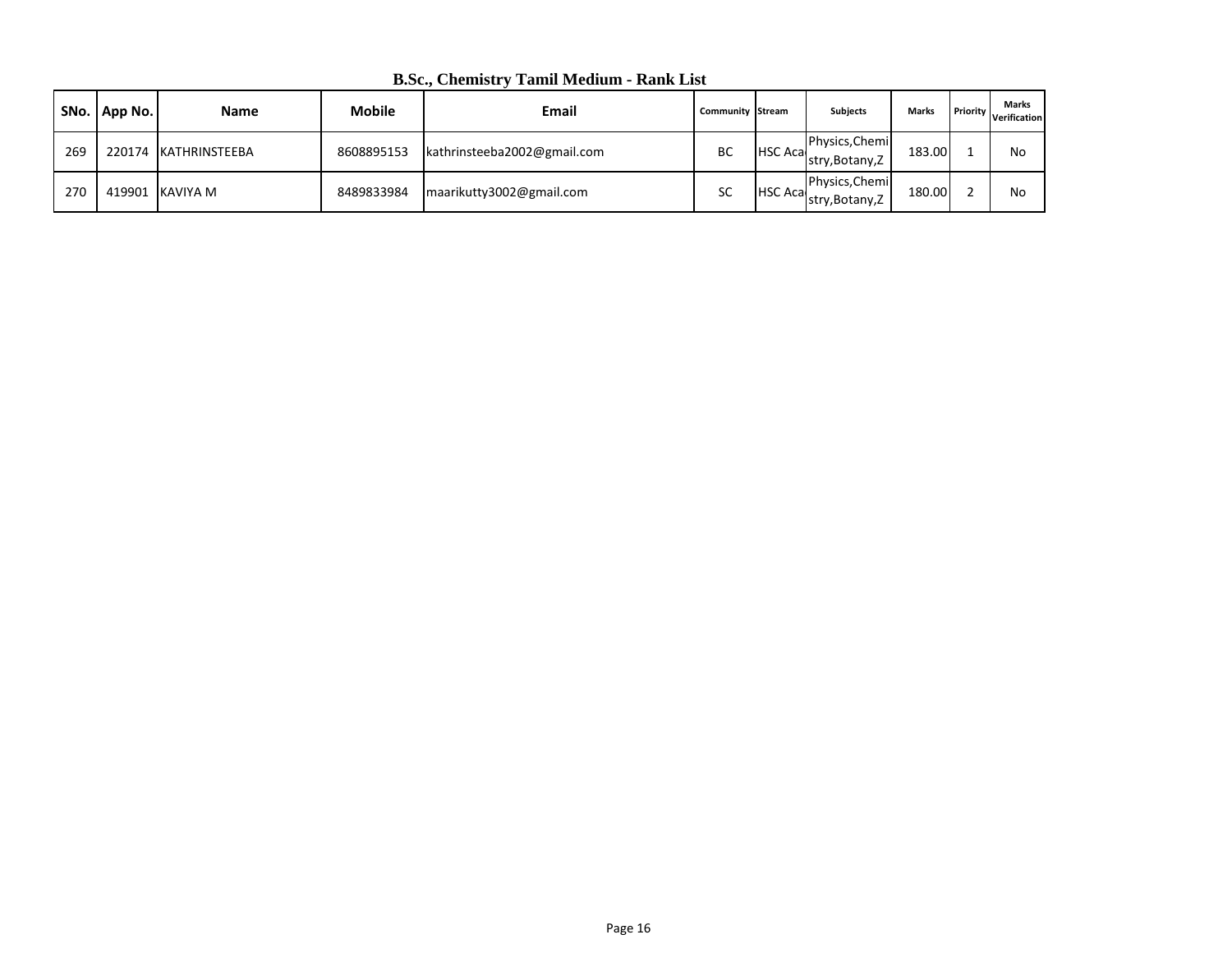## B.Sc., Chemistry Tamil Medium - Rank List

| SNo. | App No. | Name | Mobile | Email | Community | Stream | Subjects | Marks | Priority | Marks Verification |
|---|---|---|---|---|---|---|---|---|---|---|
| 269 | 220174 | KATHRINSTEEBA | 8608895153 | kathrinsteeba2002@gmail.com | BC | HSC Aca | Physics,Chemistry,Botany,Z | 183.00 | 1 | No |
| 270 | 419901 | KAVIYA M | 8489833984 | maarikutty3002@gmail.com | SC | HSC Aca | Physics,Chemistry,Botany,Z | 180.00 | 2 | No |